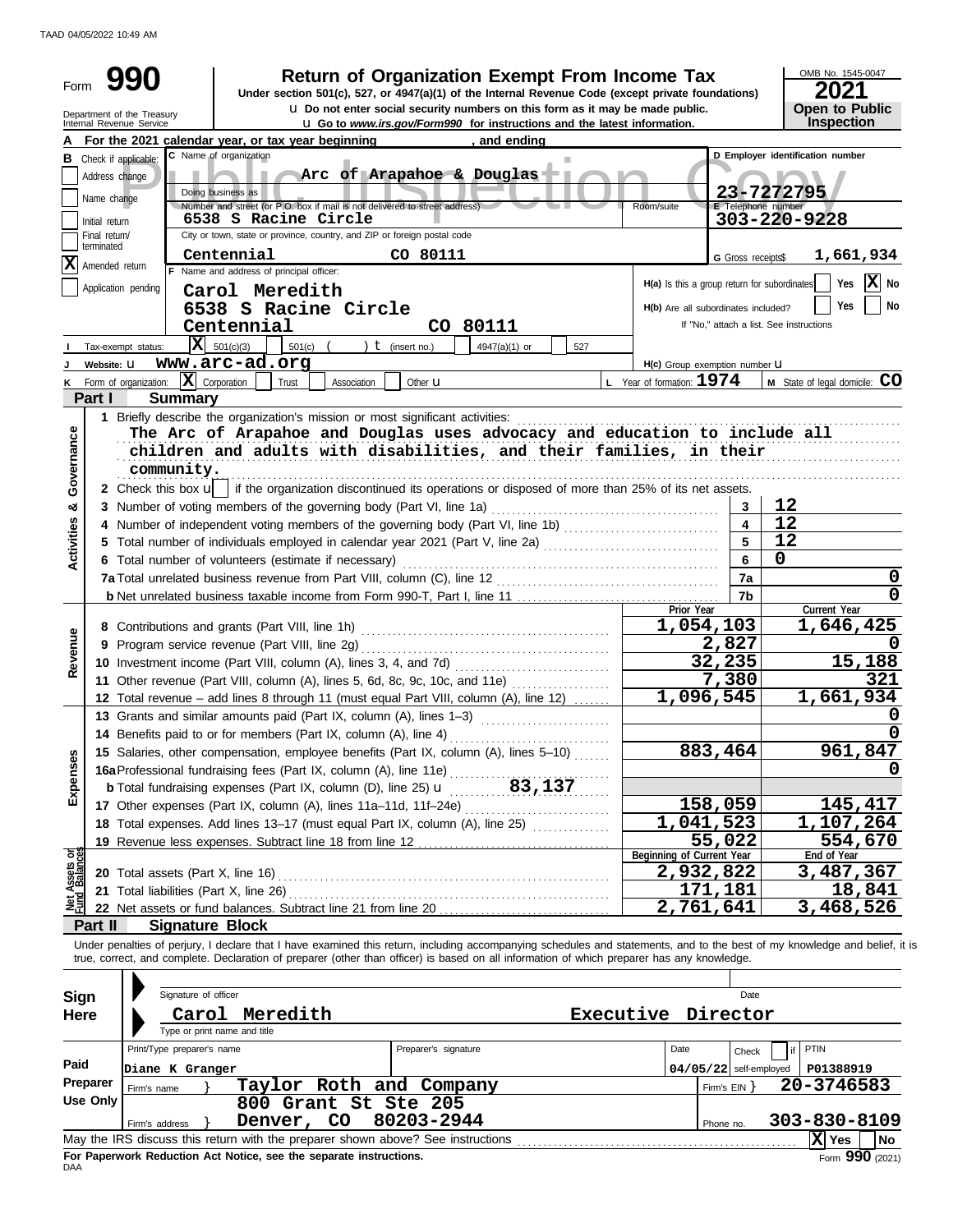TAAD 04/05/2022 10:49 AM

# Form 990 — Return of Organization Exempt From Income Tax — 2021

Under section 501(c), 527, or 4947(a)(1) of the Internal Revenue Code (except private foundations)

u Do not enter social security numbers on this form as it may be made public.

u Go to *www.irs.gov/Form990* for instructions and the latest information.

Department of the Treasury
Internal Revenue Service

OMB No. 1545-0047

**Open to Public Inspection**

Public Inspection Copy

**A** For the 2021 calendar year, or tax year beginning , and ending

**B** Check if applicable: Address change; Name change; Initial return; Final return/terminated; [X] Amended return; Application pending

**C** Name of organization: Arc of Arapahoe & Douglas

Doing business as

Number and street (or P.O. box if mail is not delivered to street address): 6538 S Racine Circle — Room/suite

City or town, state or province, country, and ZIP or foreign postal code: Centennial CO 80111

**D** Employer identification number: 23-7272795

**E** Telephone number: 303-220-9228

**G** Gross receipts$ 1,661,934

**F** Name and address of principal officer:
Carol Meredith
6538 S Racine Circle
Centennial CO 80111

H(a) Is this a group return for subordinates? Yes [X] No

H(b) Are all subordinates included? Yes No — If "No," attach a list. See instructions

**I** Tax-exempt status: [X] 501(c)(3) 501(c) ( ) t (insert no.) 4947(a)(1) or 527

**J** Website: u www.arc-ad.org

H(c) Group exemption number u

**K** Form of organization: [X] Corporation Trust Association Other u

**L** Year of formation: 1974 **M** State of legal domicile: CO

## Part I Summary

**Activities & Governance**

1 Briefly describe the organization's mission or most significant activities:
The Arc of Arapahoe and Douglas uses advocacy and education to include all children and adults with disabilities, and their families, in their community.

2 Check this box u[ ] if the organization discontinued its operations or disposed of more than 25% of its net assets.

| | | Line | |
|---|---|---|---|
| 3 | Number of voting members of the governing body (Part VI, line 1a) | 3 | 12 |
| 4 | Number of independent voting members of the governing body (Part VI, line 1b) | 4 | 12 |
| 5 | Total number of individuals employed in calendar year 2021 (Part V, line 2a) | 5 | 12 |
| 6 | Total number of volunteers (estimate if necessary) | 6 | 0 |
| 7a | Total unrelated business revenue from Part VIII, column (C), line 12 | 7a | 0 |
| b | Net unrelated business taxable income from Form 990-T, Part I, line 11 | 7b | 0 |

| | | | Prior Year | Current Year |
|---|---|---|---|---|
| Revenue | 8 | Contributions and grants (Part VIII, line 1h) | 1,054,103 | 1,646,425 |
| | 9 | Program service revenue (Part VIII, line 2g) | 2,827 | 0 |
| | 10 | Investment income (Part VIII, column (A), lines 3, 4, and 7d) | 32,235 | 15,188 |
| | 11 | Other revenue (Part VIII, column (A), lines 5, 6d, 8c, 9c, 10c, and 11e) | 7,380 | 321 |
| | 12 | Total revenue – add lines 8 through 11 (must equal Part VIII, column (A), line 12) | 1,096,545 | 1,661,934 |
| Expenses | 13 | Grants and similar amounts paid (Part IX, column (A), lines 1–3) | | 0 |
| | 14 | Benefits paid to or for members (Part IX, column (A), line 4) | | 0 |
| | 15 | Salaries, other compensation, employee benefits (Part IX, column (A), lines 5–10) | 883,464 | 961,847 |
| | 16a | Professional fundraising fees (Part IX, column (A), line 11e) | | 0 |
| | b | Total fundraising expenses (Part IX, column (D), line 25) u 83,137 | | |
| | 17 | Other expenses (Part IX, column (A), lines 11a–11d, 11f–24e) | 158,059 | 145,417 |
| | 18 | Total expenses. Add lines 13–17 (must equal Part IX, column (A), line 25) | 1,041,523 | 1,107,264 |
| | 19 | Revenue less expenses. Subtract line 18 from line 12 | 55,022 | 554,670 |
| | | | **Beginning of Current Year** | **End of Year** |
| Net Assets or Fund Balances | 20 | Total assets (Part X, line 16) | 2,932,822 | 3,487,367 |
| | 21 | Total liabilities (Part X, line 26) | 171,181 | 18,841 |
| | 22 | Net assets or fund balances. Subtract line 21 from line 20 | 2,761,641 | 3,468,526 |

## Part II Signature Block

Under penalties of perjury, I declare that I have examined this return, including accompanying schedules and statements, and to the best of my knowledge and belief, it is true, correct, and complete. Declaration of preparer (other than officer) is based on all information of which preparer has any knowledge.

**Sign Here**

Signature of officer — Date

Carol Meredith — Executive Director

Type or print name and title

**Paid Preparer Use Only**

| Print/Type preparer's name | Preparer's signature | Date | Check if self-employed | PTIN |
|---|---|---|---|---|
| Diane K Granger | | 04/05/22 | | P01388919 |

Firm's name } Taylor Roth and Company — Firm's EIN } 20-3746583

Firm's address } 800 Grant St Ste 205, Denver, CO 80203-2944 — Phone no. 303-830-8109

May the IRS discuss this return with the preparer shown above? See instructions [X] Yes [ ] No

**For Paperwork Reduction Act Notice, see the separate instructions.**

DAA Form 990 (2021)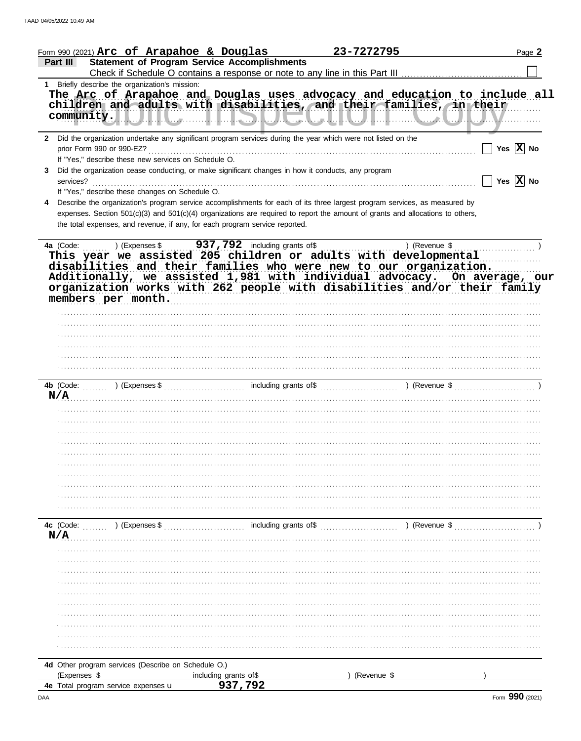Form 990 (2021) **Arc of Arapahoe & Douglas** **23-7272795** Page **2**

**Part III** **Statement of Program Service Accomplishments**

Check if Schedule O contains a response or note to any line in this Part III ☐

**1** Briefly describe the organization's mission:

The Arc of Arapahoe and Douglas uses advocacy and education to include all children and adults with disabilities, and their families, in their community.

**2** Did the organization undertake any significant program services during the year which were not listed on the prior Form 990 or 990-EZ? ☐ Yes ☒ No

If "Yes," describe these new services on Schedule O.

**3** Did the organization cease conducting, or make significant changes in how it conducts, any program services? ☐ Yes ☒ No

If "Yes," describe these changes on Schedule O.

**4** Describe the organization's program service accomplishments for each of its three largest program services, as measured by expenses. Section 501(c)(3) and 501(c)(4) organizations are required to report the amount of grants and allocations to others, the total expenses, and revenue, if any, for each program service reported.

**4a** (Code: ) (Expenses $ 937,792 including grants of$ ) (Revenue $ )

This year we assisted 205 children or adults with developmental disabilities and their families who were new to our organization. Additionally, we assisted 1,981 with individual advocacy. On average, our organization works with 262 people with disabilities and/or their family members per month.

**4b** (Code: ) (Expenses $ including grants of$ ) (Revenue $ )

N/A

**4c** (Code: ) (Expenses $ including grants of$ ) (Revenue $ )

N/A

**4d** Other program services (Describe on Schedule O.)

(Expenses $ including grants of$ ) (Revenue $ )

**4e** Total program service expenses u 937,792

DAA Form **990** (2021)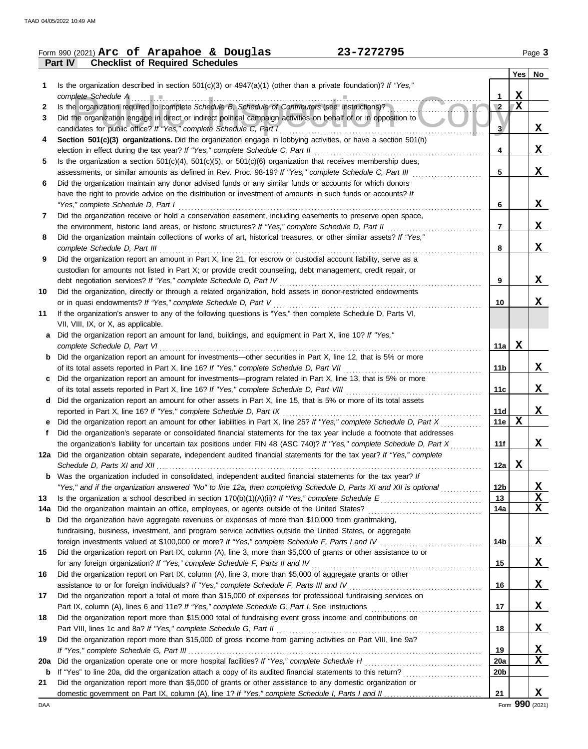Form 990 (2021) **Arc of Arapahoe & Douglas** **23-7272795**

**Part IV — Checklist of Required Schedules**

| | | | Yes | No |
|---|---|---|---|---|
| 1 | Is the organization described in section 501(c)(3) or 4947(a)(1) (other than a private foundation)? *If "Yes," complete Schedule A* | 1 | X | |
| 2 | Is the organization required to complete *Schedule B, Schedule of Contributors* (see instructions)? | 2 | X | |
| 3 | Did the organization engage in direct or indirect political campaign activities on behalf of or in opposition to candidates for public office? *If "Yes," complete Schedule C, Part I* | 3 | | X |
| 4 | **Section 501(c)(3) organizations.** Did the organization engage in lobbying activities, or have a section 501(h) election in effect during the tax year? *If "Yes," complete Schedule C, Part II* | 4 | | X |
| 5 | Is the organization a section 501(c)(4), 501(c)(5), or 501(c)(6) organization that receives membership dues, assessments, or similar amounts as defined in Rev. Proc. 98-19? *If "Yes," complete Schedule C, Part III* | 5 | | X |
| 6 | Did the organization maintain any donor advised funds or any similar funds or accounts for which donors have the right to provide advice on the distribution or investment of amounts in such funds or accounts? *If "Yes," complete Schedule D, Part I* | 6 | | X |
| 7 | Did the organization receive or hold a conservation easement, including easements to preserve open space, the environment, historic land areas, or historic structures? *If "Yes," complete Schedule D, Part II* | 7 | | X |
| 8 | Did the organization maintain collections of works of art, historical treasures, or other similar assets? *If "Yes," complete Schedule D, Part III* | 8 | | X |
| 9 | Did the organization report an amount in Part X, line 21, for escrow or custodial account liability, serve as a custodian for amounts not listed in Part X; or provide credit counseling, debt management, credit repair, or debt negotiation services? *If "Yes," complete Schedule D, Part IV* | 9 | | X |
| 10 | Did the organization, directly or through a related organization, hold assets in donor-restricted endowments or in quasi endowments? *If "Yes," complete Schedule D, Part V* | 10 | | X |
| 11 | If the organization's answer to any of the following questions is "Yes," then complete Schedule D, Parts VI, VII, VIII, IX, or X, as applicable. | | | |
| a | Did the organization report an amount for land, buildings, and equipment in Part X, line 10? *If "Yes," complete Schedule D, Part VI* | 11a | X | |
| b | Did the organization report an amount for investments—other securities in Part X, line 12, that is 5% or more of its total assets reported in Part X, line 16? *If "Yes," complete Schedule D, Part VII* | 11b | | X |
| c | Did the organization report an amount for investments—program related in Part X, line 13, that is 5% or more of its total assets reported in Part X, line 16? *If "Yes," complete Schedule D, Part VIII* | 11c | | X |
| d | Did the organization report an amount for other assets in Part X, line 15, that is 5% or more of its total assets reported in Part X, line 16? *If "Yes," complete Schedule D, Part IX* | 11d | | X |
| e | Did the organization report an amount for other liabilities in Part X, line 25? *If "Yes," complete Schedule D, Part X* | 11e | X | |
| f | Did the organization's separate or consolidated financial statements for the tax year include a footnote that addresses the organization's liability for uncertain tax positions under FIN 48 (ASC 740)? *If "Yes," complete Schedule D, Part X* | 11f | | X |
| 12a | Did the organization obtain separate, independent audited financial statements for the tax year? *If "Yes," complete Schedule D, Parts XI and XII* | 12a | X | |
| b | Was the organization included in consolidated, independent audited financial statements for the tax year? *If "Yes," and if the organization answered "No" to line 12a, then completing Schedule D, Parts XI and XII is optional* | 12b | | X |
| 13 | Is the organization a school described in section 170(b)(1)(A)(ii)? *If "Yes," complete Schedule E* | 13 | | X |
| 14a | Did the organization maintain an office, employees, or agents outside of the United States? | 14a | | X |
| b | Did the organization have aggregate revenues or expenses of more than $10,000 from grantmaking, fundraising, business, investment, and program service activities outside the United States, or aggregate foreign investments valued at $100,000 or more? *If "Yes," complete Schedule F, Parts I and IV* | 14b | | X |
| 15 | Did the organization report on Part IX, column (A), line 3, more than $5,000 of grants or other assistance to or for any foreign organization? *If "Yes," complete Schedule F, Parts II and IV* | 15 | | X |
| 16 | Did the organization report on Part IX, column (A), line 3, more than $5,000 of aggregate grants or other assistance to or for foreign individuals? *If "Yes," complete Schedule F, Parts III and IV* | 16 | | X |
| 17 | Did the organization report a total of more than $15,000 of expenses for professional fundraising services on Part IX, column (A), lines 6 and 11e? *If "Yes," complete Schedule G, Part I.* See instructions | 17 | | X |
| 18 | Did the organization report more than $15,000 total of fundraising event gross income and contributions on Part VIII, lines 1c and 8a? *If "Yes," complete Schedule G, Part II* | 18 | | X |
| 19 | Did the organization report more than $15,000 of gross income from gaming activities on Part VIII, line 9a? *If "Yes," complete Schedule G, Part III* | 19 | | X |
| 20a | Did the organization operate one or more hospital facilities? *If "Yes," complete Schedule H* | 20a | | X |
| b | If "Yes" to line 20a, did the organization attach a copy of its audited financial statements to this return? | 20b | | |
| 21 | Did the organization report more than $5,000 of grants or other assistance to any domestic organization or domestic government on Part IX, column (A), line 1? *If "Yes," complete Schedule I, Parts I and II* | 21 | | X |

Form **990** (2021)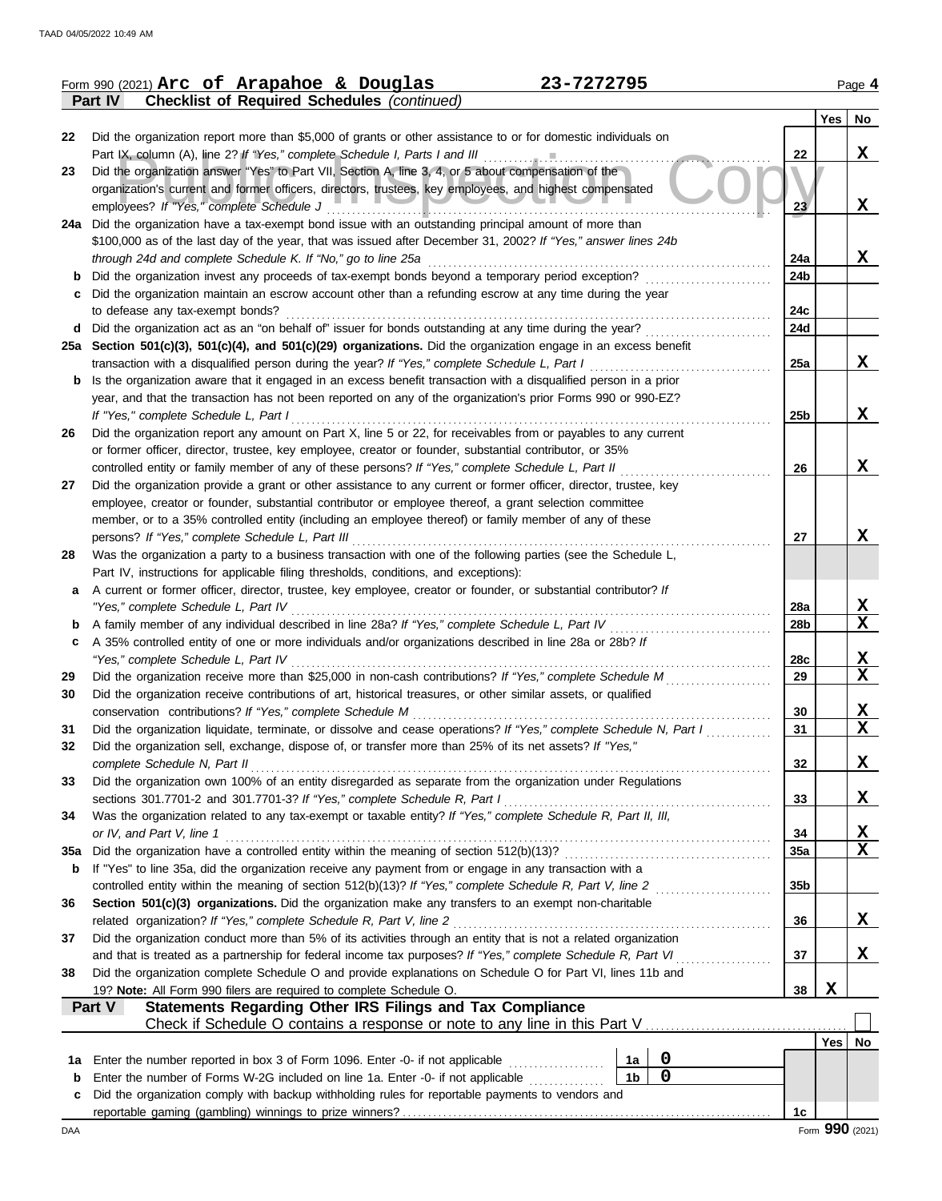Form 990 (2021) **Arc of Arapahoe & Douglas** **23-7272795**

**Part IV — Checklist of Required Schedules** *(continued)*

| | | Line | Yes | No |
|---|---|---|---|---|
| 22 | Did the organization report more than $5,000 of grants or other assistance to or for domestic individuals on Part IX, column (A), line 2? *If "Yes," complete Schedule I, Parts I and III* | 22 | | X |
| 23 | Did the organization answer "Yes" to Part VII, Section A, line 3, 4, or 5 about compensation of the organization's current and former officers, directors, trustees, key employees, and highest compensated employees? *If "Yes," complete Schedule J* | 23 | | X |
| 24a | Did the organization have a tax-exempt bond issue with an outstanding principal amount of more than $100,000 as of the last day of the year, that was issued after December 31, 2002? *If "Yes," answer lines 24b through 24d and complete Schedule K. If "No," go to line 25a* | 24a | | X |
| b | Did the organization invest any proceeds of tax-exempt bonds beyond a temporary period exception? | 24b | | |
| c | Did the organization maintain an escrow account other than a refunding escrow at any time during the year to defease any tax-exempt bonds? | 24c | | |
| d | Did the organization act as an "on behalf of" issuer for bonds outstanding at any time during the year? | 24d | | |
| 25a | **Section 501(c)(3), 501(c)(4), and 501(c)(29) organizations.** Did the organization engage in an excess benefit transaction with a disqualified person during the year? *If "Yes," complete Schedule L, Part I* | 25a | | X |
| b | Is the organization aware that it engaged in an excess benefit transaction with a disqualified person in a prior year, and that the transaction has not been reported on any of the organization's prior Forms 990 or 990-EZ? *If "Yes," complete Schedule L, Part I* | 25b | | X |
| 26 | Did the organization report any amount on Part X, line 5 or 22, for receivables from or payables to any current or former officer, director, trustee, key employee, creator or founder, substantial contributor, or 35% controlled entity or family member of any of these persons? *If "Yes," complete Schedule L, Part II* | 26 | | X |
| 27 | Did the organization provide a grant or other assistance to any current or former officer, director, trustee, key employee, creator or founder, substantial contributor or employee thereof, a grant selection committee member, or to a 35% controlled entity (including an employee thereof) or family member of any of these persons? *If "Yes," complete Schedule L, Part III* | 27 | | X |
| 28 | Was the organization a party to a business transaction with one of the following parties (see the Schedule L, Part IV, instructions for applicable filing thresholds, conditions, and exceptions): | | | |
| a | A current or former officer, director, trustee, key employee, creator or founder, or substantial contributor? *If "Yes," complete Schedule L, Part IV* | 28a | | X |
| b | A family member of any individual described in line 28a? *If "Yes," complete Schedule L, Part IV* | 28b | | X |
| c | A 35% controlled entity of one or more individuals and/or organizations described in line 28a or 28b? *If "Yes," complete Schedule L, Part IV* | 28c | | X |
| 29 | Did the organization receive more than $25,000 in non-cash contributions? *If "Yes," complete Schedule M* | 29 | | X |
| 30 | Did the organization receive contributions of art, historical treasures, or other similar assets, or qualified conservation contributions? *If "Yes," complete Schedule M* | 30 | | X |
| 31 | Did the organization liquidate, terminate, or dissolve and cease operations? *If "Yes," complete Schedule N, Part I* | 31 | | X |
| 32 | Did the organization sell, exchange, dispose of, or transfer more than 25% of its net assets? *If "Yes," complete Schedule N, Part II* | 32 | | X |
| 33 | Did the organization own 100% of an entity disregarded as separate from the organization under Regulations sections 301.7701-2 and 301.7701-3? *If "Yes," complete Schedule R, Part I* | 33 | | X |
| 34 | Was the organization related to any tax-exempt or taxable entity? *If "Yes," complete Schedule R, Part II, III, or IV, and Part V, line 1* | 34 | | X |
| 35a | Did the organization have a controlled entity within the meaning of section 512(b)(13)? | 35a | | X |
| b | If "Yes" to line 35a, did the organization receive any payment from or engage in any transaction with a controlled entity within the meaning of section 512(b)(13)? *If "Yes," complete Schedule R, Part V, line 2* | 35b | | |
| 36 | **Section 501(c)(3) organizations.** Did the organization make any transfers to an exempt non-charitable related organization? *If "Yes," complete Schedule R, Part V, line 2* | 36 | | X |
| 37 | Did the organization conduct more than 5% of its activities through an entity that is not a related organization and that is treated as a partnership for federal income tax purposes? *If "Yes," complete Schedule R, Part VI* | 37 | | X |
| 38 | Did the organization complete Schedule O and provide explanations on Schedule O for Part VI, lines 11b and 19? **Note:** All Form 990 filers are required to complete Schedule O. | 38 | X | |

**Part V — Statements Regarding Other IRS Filings and Tax Compliance**

Check if Schedule O contains a response or note to any line in this Part V ☐

| | | | | Line | Yes | No |
|---|---|---|---|---|---|---|
| 1a | Enter the number reported in box 3 of Form 1096. Enter -0- if not applicable | 1a | 0 | | | |
| b | Enter the number of Forms W-2G included on line 1a. Enter -0- if not applicable | 1b | 0 | | | |
| c | Did the organization comply with backup withholding rules for reportable payments to vendors and reportable gaming (gambling) winnings to prize winners? | | | 1c | | |

Form **990** (2021)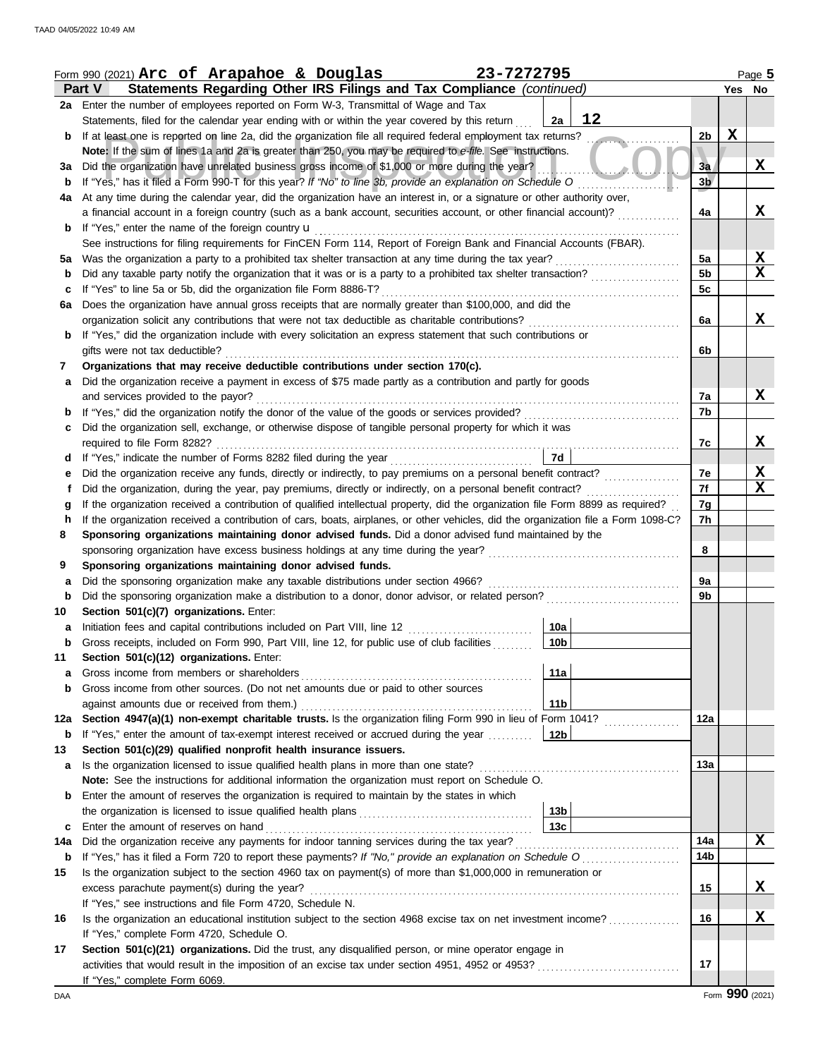Form 990 (2021) **Arc of Arapahoe & Douglas** **23-7272795** Page 5

## Part V Statements Regarding Other IRS Filings and Tax Compliance *(continued)*

| | | | | | Yes | No |
|---|---|---|---|---|---|---|
| 2a | Enter the number of employees reported on Form W-3, Transmittal of Wage and Tax Statements, filed for the calendar year ending with or within the year covered by this return | 2a | 12 | | | |
| b | If at least one is reported on line 2a, did the organization file all required federal employment tax returns? | | | 2b | X | |
| | **Note:** If the sum of lines 1a and 2a is greater than 250, you may be required to *e-file.* See instructions. | | | | | |
| 3a | Did the organization have unrelated business gross income of $1,000 or more during the year? | | | 3a | | X |
| b | If "Yes," has it filed a Form 990-T for this year? *If "No" to line 3b, provide an explanation on Schedule O* | | | 3b | | |
| 4a | At any time during the calendar year, did the organization have an interest in, or a signature or other authority over, a financial account in a foreign country (such as a bank account, securities account, or other financial account)? | | | 4a | | X |
| b | If "Yes," enter the name of the foreign country u | | | | | |
| | See instructions for filing requirements for FinCEN Form 114, Report of Foreign Bank and Financial Accounts (FBAR). | | | | | |
| 5a | Was the organization a party to a prohibited tax shelter transaction at any time during the tax year? | | | 5a | | X |
| b | Did any taxable party notify the organization that it was or is a party to a prohibited tax shelter transaction? | | | 5b | | X |
| c | If "Yes" to line 5a or 5b, did the organization file Form 8886-T? | | | 5c | | |
| 6a | Does the organization have annual gross receipts that are normally greater than $100,000, and did the organization solicit any contributions that were not tax deductible as charitable contributions? | | | 6a | | X |
| b | If "Yes," did the organization include with every solicitation an express statement that such contributions or gifts were not tax deductible? | | | 6b | | |
| 7 | **Organizations that may receive deductible contributions under section 170(c).** | | | | | |
| a | Did the organization receive a payment in excess of $75 made partly as a contribution and partly for goods and services provided to the payor? | | | 7a | | X |
| b | If "Yes," did the organization notify the donor of the value of the goods or services provided? | | | 7b | | |
| c | Did the organization sell, exchange, or otherwise dispose of tangible personal property for which it was required to file Form 8282? | | | 7c | | X |
| d | If "Yes," indicate the number of Forms 8282 filed during the year | 7d | | | | |
| e | Did the organization receive any funds, directly or indirectly, to pay premiums on a personal benefit contract? | | | 7e | | X |
| f | Did the organization, during the year, pay premiums, directly or indirectly, on a personal benefit contract? | | | 7f | | X |
| g | If the organization received a contribution of qualified intellectual property, did the organization file Form 8899 as required? | | | 7g | | |
| h | If the organization received a contribution of cars, boats, airplanes, or other vehicles, did the organization file a Form 1098-C? | | | 7h | | |
| 8 | **Sponsoring organizations maintaining donor advised funds.** Did a donor advised fund maintained by the sponsoring organization have excess business holdings at any time during the year? | | | 8 | | |
| 9 | **Sponsoring organizations maintaining donor advised funds.** | | | | | |
| a | Did the sponsoring organization make any taxable distributions under section 4966? | | | 9a | | |
| b | Did the sponsoring organization make a distribution to a donor, donor advisor, or related person? | | | 9b | | |
| 10 | **Section 501(c)(7) organizations.** Enter: | | | | | |
| a | Initiation fees and capital contributions included on Part VIII, line 12 | 10a | | | | |
| b | Gross receipts, included on Form 990, Part VIII, line 12, for public use of club facilities | 10b | | | | |
| 11 | **Section 501(c)(12) organizations.** Enter: | | | | | |
| a | Gross income from members or shareholders | 11a | | | | |
| b | Gross income from other sources. (Do not net amounts due or paid to other sources against amounts due or received from them.) | 11b | | | | |
| 12a | **Section 4947(a)(1) non-exempt charitable trusts.** Is the organization filing Form 990 in lieu of Form 1041? | | | 12a | | |
| b | If "Yes," enter the amount of tax-exempt interest received or accrued during the year | 12b | | | | |
| 13 | **Section 501(c)(29) qualified nonprofit health insurance issuers.** | | | | | |
| a | Is the organization licensed to issue qualified health plans in more than one state? | | | 13a | | |
| | **Note:** See the instructions for additional information the organization must report on Schedule O. | | | | | |
| b | Enter the amount of reserves the organization is required to maintain by the states in which the organization is licensed to issue qualified health plans | 13b | | | | |
| c | Enter the amount of reserves on hand | 13c | | | | |
| 14a | Did the organization receive any payments for indoor tanning services during the tax year? | | | 14a | | X |
| b | If "Yes," has it filed a Form 720 to report these payments? *If "No," provide an explanation on Schedule O* | | | 14b | | |
| 15 | Is the organization subject to the section 4960 tax on payment(s) of more than $1,000,000 in remuneration or excess parachute payment(s) during the year? | | | 15 | | X |
| | If "Yes," see instructions and file Form 4720, Schedule N. | | | | | |
| 16 | Is the organization an educational institution subject to the section 4968 excise tax on net investment income? | | | 16 | | X |
| | If "Yes," complete Form 4720, Schedule O. | | | | | |
| 17 | **Section 501(c)(21) organizations.** Did the trust, any disqualified person, or mine operator engage in activities that would result in the imposition of an excise tax under section 4951, 4952 or 4953? | | | 17 | | |
| | If "Yes," complete Form 6069. | | | | | |

Form **990** (2021)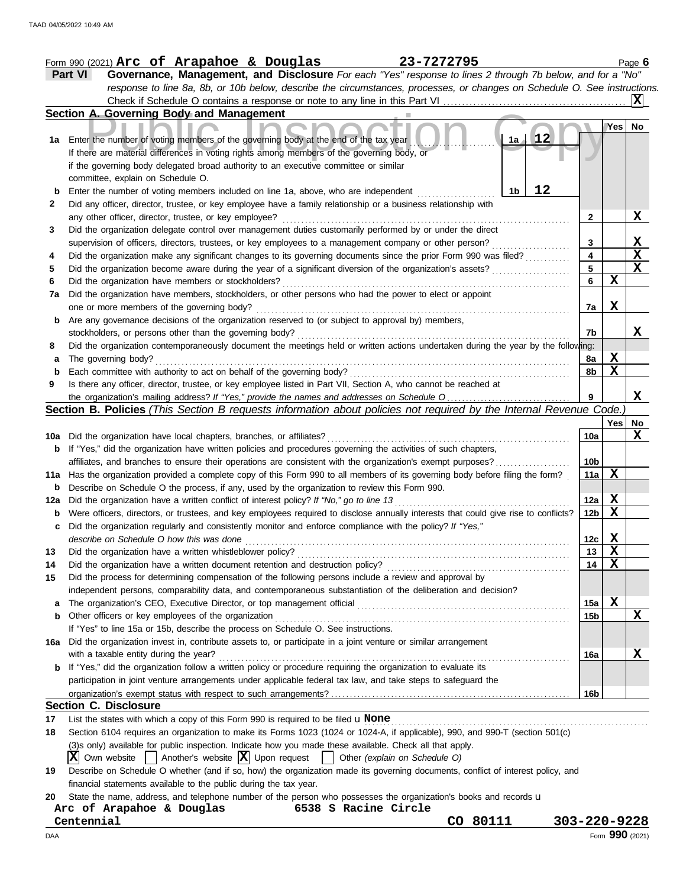Form 990 (2021) **Arc of Arapahoe & Douglas** **23-7272795** Page **6**

## Part VI Governance, Management, and Disclosure

*For each "Yes" response to lines 2 through 7b below, and for a "No" response to line 8a, 8b, or 10b below, describe the circumstances, processes, or changes on Schedule O. See instructions.*

Check if Schedule O contains a response or note to any line in this Part VI . . . . . . [X]

### Section A. Governing Body and Management

| | | | Yes | No |
|---|---|---|---|---|
| **1a** | Enter the number of voting members of the governing body at the end of the tax year . . . **1a** **12**<br>If there are material differences in voting rights among members of the governing body, or if the governing body delegated broad authority to an executive committee or similar committee, explain on Schedule O. | | | |
| **b** | Enter the number of voting members included on line 1a, above, who are independent . . . **1b** **12** | | | |
| **2** | Did any officer, director, trustee, or key employee have a family relationship or a business relationship with any other officer, director, trustee, or key employee? | 2 | | X |
| **3** | Did the organization delegate control over management duties customarily performed by or under the direct supervision of officers, directors, trustees, or key employees to a management company or other person? | 3 | | X |
| **4** | Did the organization make any significant changes to its governing documents since the prior Form 990 was filed? | 4 | | X |
| **5** | Did the organization become aware during the year of a significant diversion of the organization's assets? | 5 | | X |
| **6** | Did the organization have members or stockholders? | 6 | X | |
| **7a** | Did the organization have members, stockholders, or other persons who had the power to elect or appoint one or more members of the governing body? | 7a | X | |
| **b** | Are any governance decisions of the organization reserved to (or subject to approval by) members, stockholders, or persons other than the governing body? | 7b | | X |
| **8** | Did the organization contemporaneously document the meetings held or written actions undertaken during the year by the following: | | | |
| **a** | The governing body? | 8a | X | |
| **b** | Each committee with authority to act on behalf of the governing body? | 8b | X | |
| **9** | Is there any officer, director, trustee, or key employee listed in Part VII, Section A, who cannot be reached at the organization's mailing address? *If "Yes," provide the names and addresses on Schedule O* | 9 | | X |

### Section B. Policies *(This Section B requests information about policies not required by the Internal Revenue Code.)*

| | | | Yes | No |
|---|---|---|---|---|
| **10a** | Did the organization have local chapters, branches, or affiliates? | 10a | | X |
| **b** | If "Yes," did the organization have written policies and procedures governing the activities of such chapters, affiliates, and branches to ensure their operations are consistent with the organization's exempt purposes? | 10b | | |
| **11a** | Has the organization provided a complete copy of this Form 990 to all members of its governing body before filing the form? | 11a | X | |
| **b** | Describe on Schedule O the process, if any, used by the organization to review this Form 990. | | | |
| **12a** | Did the organization have a written conflict of interest policy? *If "No," go to line 13* | 12a | X | |
| **b** | Were officers, directors, or trustees, and key employees required to disclose annually interests that could give rise to conflicts? | 12b | X | |
| **c** | Did the organization regularly and consistently monitor and enforce compliance with the policy? *If "Yes," describe on Schedule O how this was done* | 12c | X | |
| **13** | Did the organization have a written whistleblower policy? | 13 | X | |
| **14** | Did the organization have a written document retention and destruction policy? | 14 | X | |
| **15** | Did the process for determining compensation of the following persons include a review and approval by independent persons, comparability data, and contemporaneous substantiation of the deliberation and decision? | | | |
| **a** | The organization's CEO, Executive Director, or top management official | 15a | X | |
| **b** | Other officers or key employees of the organization<br>If "Yes" to line 15a or 15b, describe the process on Schedule O. See instructions. | 15b | | X |
| **16a** | Did the organization invest in, contribute assets to, or participate in a joint venture or similar arrangement with a taxable entity during the year? | 16a | | X |
| **b** | If "Yes," did the organization follow a written policy or procedure requiring the organization to evaluate its participation in joint venture arrangements under applicable federal tax law, and take steps to safeguard the organization's exempt status with respect to such arrangements? | 16b | | |

### Section C. Disclosure

**17** List the states with which a copy of this Form 990 is required to be filed u **None**

**18** Section 6104 requires an organization to make its Forms 1023 (1024 or 1024-A, if applicable), 990, and 990-T (section 501(c)(3)s only) available for public inspection. Indicate how you made these available. Check all that apply.

[X] Own website [ ] Another's website [X] Upon request [ ] Other *(explain on Schedule O)*

**19** Describe on Schedule O whether (and if so, how) the organization made its governing documents, conflict of interest policy, and financial statements available to the public during the tax year.

**20** State the name, address, and telephone number of the person who possesses the organization's books and records u

**Arc of Arapahoe & Douglas** **6538 S Racine Circle**
**Centennial** **CO 80111** **303-220-9228**

DAA Form **990** (2021)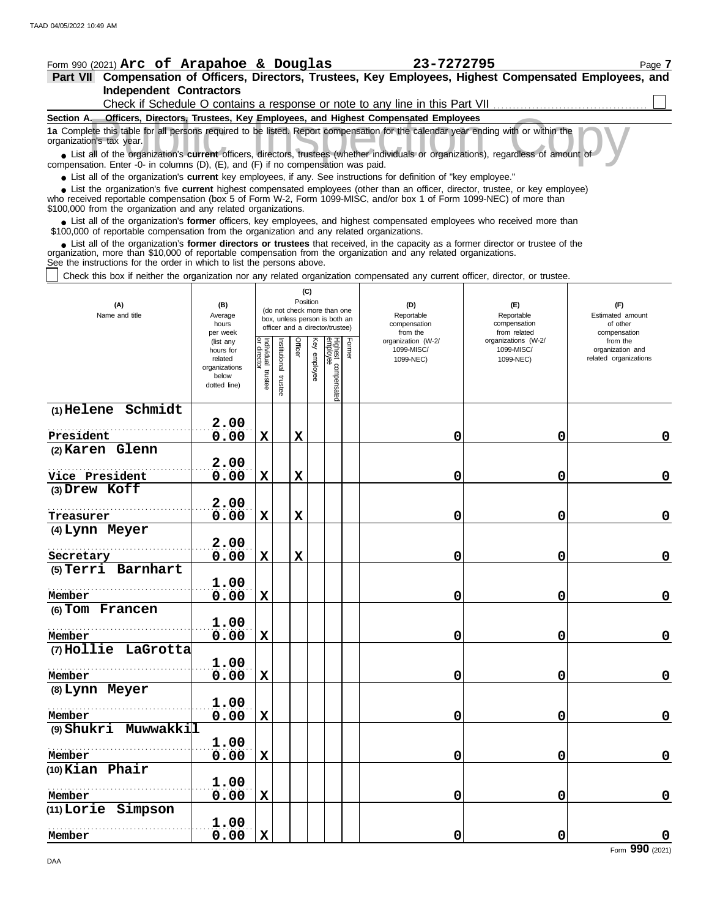Form 990 (2021) **Arc of Arapahoe & Douglas** **23-7272795** Page **7**

**Part VII Compensation of Officers, Directors, Trustees, Key Employees, Highest Compensated Employees, and Independent Contractors**

Check if Schedule O contains a response or note to any line in this Part VII ☐

**Section A. Officers, Directors, Trustees, Key Employees, and Highest Compensated Employees**

**1a** Complete this table for all persons required to be listed. Report compensation for the calendar year ending with or within the organization's tax year.

- List all of the organization's **current** officers, directors, trustees (whether individuals or organizations), regardless of amount of compensation. Enter -0- in columns (D), (E), and (F) if no compensation was paid.
- List all of the organization's **current** key employees, if any. See instructions for definition of "key employee."
- List the organization's five **current** highest compensated employees (other than an officer, director, trustee, or key employee) who received reportable compensation (box 5 of Form W-2, Form 1099-MISC, and/or box 1 of Form 1099-NEC) of more than $100,000 from the organization and any related organizations.
- List all of the organization's **former** officers, key employees, and highest compensated employees who received more than $100,000 of reportable compensation from the organization and any related organizations.
- List all of the organization's **former directors or trustees** that received, in the capacity as a former director or trustee of the organization, more than $10,000 of reportable compensation from the organization and any related organizations.

See the instructions for the order in which to list the persons above.

☐ Check this box if neither the organization nor any related organization compensated any current officer, director, or trustee.

| (A) Name and title | (B) Average hours per week (list any hours for related organizations below dotted line) | (C) Position (do not check more than one box, unless person is both an officer and a director/trustee) | | | | | | (D) Reportable compensation from the organization (W-2/ 1099-MISC/ 1099-NEC) | (E) Reportable compensation from related organizations (W-2/ 1099-MISC/ 1099-NEC) | (F) Estimated amount of other compensation from the organization and related organizations |
|---|---|---|---|---|---|---|---|---|---|---|
| | | Individual trustee or director | Institutional trustee | Officer | Key employee | Highest compensated employee | Former | | | |
| (1) Helene Schmidt<br>President | 2.00<br>0.00 | X | | X | | | | 0 | 0 | 0 |
| (2) Karen Glenn<br>Vice President | 2.00<br>0.00 | X | | X | | | | 0 | 0 | 0 |
| (3) Drew Koff<br>Treasurer | 2.00<br>0.00 | X | | X | | | | 0 | 0 | 0 |
| (4) Lynn Meyer<br>Secretary | 2.00<br>0.00 | X | | X | | | | 0 | 0 | 0 |
| (5) Terri Barnhart<br>Member | 1.00<br>0.00 | X | | | | | | 0 | 0 | 0 |
| (6) Tom Francen<br>Member | 1.00<br>0.00 | X | | | | | | 0 | 0 | 0 |
| (7) Hollie LaGrotta<br>Member | 1.00<br>0.00 | X | | | | | | 0 | 0 | 0 |
| (8) Lynn Meyer<br>Member | 1.00<br>0.00 | X | | | | | | 0 | 0 | 0 |
| (9) Shukri Muwwakkil<br>Member | 1.00<br>0.00 | X | | | | | | 0 | 0 | 0 |
| (10) Kian Phair<br>Member | 1.00<br>0.00 | X | | | | | | 0 | 0 | 0 |
| (11) Lorie Simpson<br>Member | 1.00<br>0.00 | X | | | | | | 0 | 0 | 0 |

Form **990** (2021)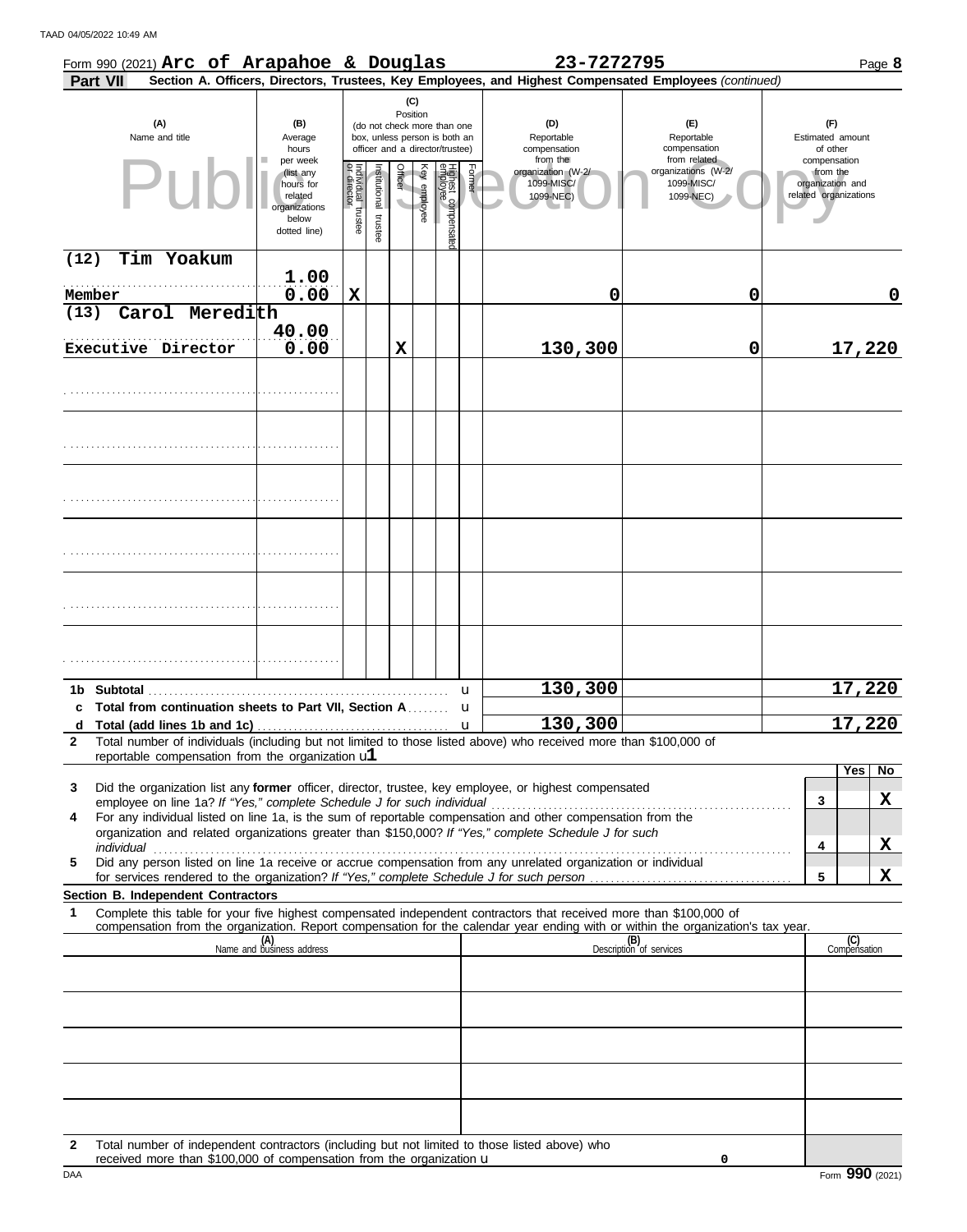Form 990 (2021) **Arc of Arapahoe & Douglas** **23-7272795** Page **8**

**Part VII** **Section A. Officers, Directors, Trustees, Key Employees, and Highest Compensated Employees** *(continued)*

| (A) Name and title | (B) Average hours per week (list any hours for related organizations below dotted line) | (C) Position: Individual trustee or director | Institutional trustee | Officer | Key employee | Highest compensated employee | Former | (D) Reportable compensation from the organization (W-2/ 1099-MISC/ 1099-NEC) | (E) Reportable compensation from related organizations (W-2/ 1099-MISC/ 1099-NEC) | (F) Estimated amount of other compensation from the organization and related organizations |
|---|---|---|---|---|---|---|---|---|---|---|
| (12) Tim Yoakum<br>Member | 1.00<br>0.00 | X | | | | | | 0 | 0 | 0 |
| (13) Carol Meredith<br>Executive Director | 40.00<br>0.00 | | | X | | | | 130,300 | 0 | 17,220 |
| | | | | | | | | | | |
| | | | | | | | | | | |
| | | | | | | | | | | |
| | | | | | | | | | | |
| | | | | | | | | | | |
| | | | | | | | | | | |

| | | (D) | (E) | (F) |
|---|---|---|---|---|
| **1b** | **Subtotal** | 130,300 | | 17,220 |
| **c** | **Total from continuation sheets to Part VII, Section A** | | | |
| **d** | **Total (add lines 1b and 1c)** | 130,300 | | 17,220 |

**2** Total number of individuals (including but not limited to those listed above) who received more than $100,000 of reportable compensation from the organization u **1**

| | | | Yes | No |
|---|---|---|---|---|
| **3** | Did the organization list any **former** officer, director, trustee, key employee, or highest compensated employee on line 1a? *If "Yes," complete Schedule J for such individual* | **3** | | **X** |
| **4** | For any individual listed on line 1a, is the sum of reportable compensation and other compensation from the organization and related organizations greater than $150,000? *If "Yes," complete Schedule J for such individual* | **4** | | **X** |
| **5** | Did any person listed on line 1a receive or accrue compensation from any unrelated organization or individual for services rendered to the organization? *If "Yes," complete Schedule J for such person* | **5** | | **X** |

**Section B. Independent Contractors**

**1** Complete this table for your five highest compensated independent contractors that received more than $100,000 of compensation from the organization. Report compensation for the calendar year ending with or within the organization's tax year.

| (A) Name and business address | (B) Description of services | (C) Compensation |
|---|---|---|
| | | |
| | | |
| | | |
| | | |
| | | |

**2** Total number of independent contractors (including but not limited to those listed above) who received more than $100,000 of compensation from the organization u 0

DAA Form **990** (2021)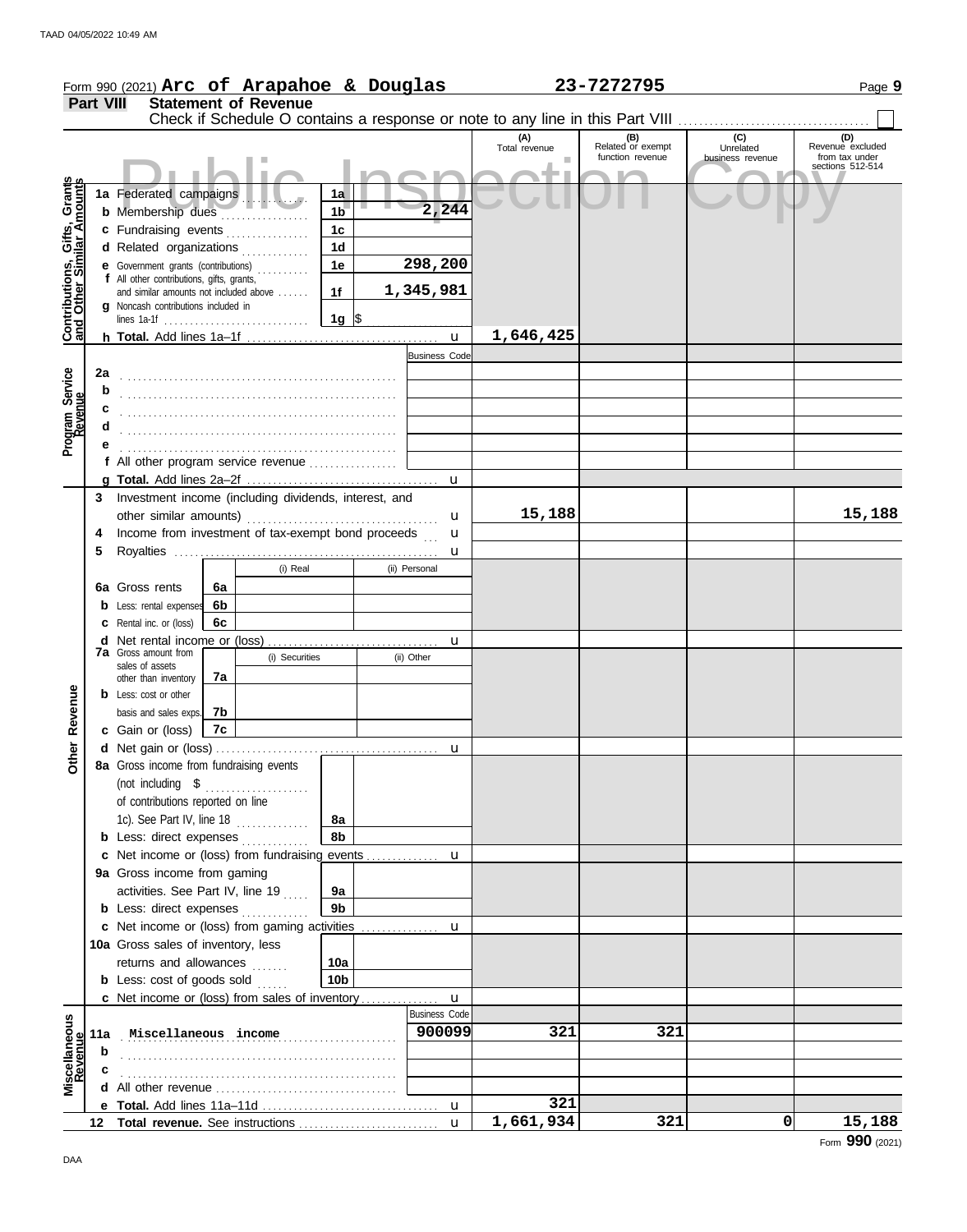Form 990 (2021) **Arc of Arapahoe & Douglas** **23-7272795** Page **9**

## Part VIII Statement of Revenue

Check if Schedule O contains a response or note to any line in this Part VIII ☐

| | | | | (A) Total revenue | (B) Related or exempt function revenue | (C) Unrelated business revenue | (D) Revenue excluded from tax under sections 512-514 |
|---|---|---|---|---|---|---|---|
| **Contributions, Gifts, Grants and Other Similar Amounts** | 1a Federated campaigns | 1a | | | | | |
| | b Membership dues | 1b | 2,244 | | | | |
| | c Fundraising events | 1c | | | | | |
| | d Related organizations | 1d | | | | | |
| | e Government grants (contributions) | 1e | 298,200 | | | | |
| | f All other contributions, gifts, grants, and similar amounts not included above | 1f | 1,345,981 | | | | |
| | g Noncash contributions included in lines 1a-1f | 1g | $ | | | | |
| | h **Total.** Add lines 1a–1f | | | 1,646,425 | | | |
| **Program Service Revenue** | | | Business Code | | | | |
| | 2a | | | | | | |
| | b | | | | | | |
| | c | | | | | | |
| | d | | | | | | |
| | e | | | | | | |
| | f All other program service revenue | | | | | | |
| | g **Total.** Add lines 2a–2f | | | | | | |
| **Other Revenue** | 3 Investment income (including dividends, interest, and other similar amounts) | | | 15,188 | | | 15,188 |
| | 4 Income from investment of tax-exempt bond proceeds | | | | | | |
| | 5 Royalties | | | | | | |
| | | (i) Real | (ii) Personal | | | | |
| | 6a Gross rents | 6a | | | | | |
| | b Less: rental expenses | 6b | | | | | |
| | c Rental inc. or (loss) | 6c | | | | | |
| | d Net rental income or (loss) | | | | | | |
| | 7a Gross amount from sales of assets other than inventory | (i) Securities | (ii) Other | | | | |
| | | 7a | | | | | |
| | b Less: cost or other basis and sales exps. | 7b | | | | | |
| | c Gain or (loss) | 7c | | | | | |
| | d Net gain or (loss) | | | | | | |
| | 8a Gross income from fundraising events (not including $ of contributions reported on line 1c). See Part IV, line 18 | 8a | | | | | |
| | b Less: direct expenses | 8b | | | | | |
| | c Net income or (loss) from fundraising events | | | | | | |
| | 9a Gross income from gaming activities. See Part IV, line 19 | 9a | | | | | |
| | b Less: direct expenses | 9b | | | | | |
| | c Net income or (loss) from gaming activities | | | | | | |
| | 10a Gross sales of inventory, less returns and allowances | 10a | | | | | |
| | b Less: cost of goods sold | 10b | | | | | |
| | c Net income or (loss) from sales of inventory | | | | | | |
| **Miscellaneous Revenue** | | | Business Code | | | | |
| | 11a Miscellaneous income | | 900099 | 321 | 321 | | |
| | b | | | | | | |
| | c | | | | | | |
| | d All other revenue | | | | | | |
| | e **Total.** Add lines 11a–11d | | | 321 | | | |
| | 12 **Total revenue.** See instructions | | | 1,661,934 | 321 | 0 | 15,188 |

Form **990** (2021)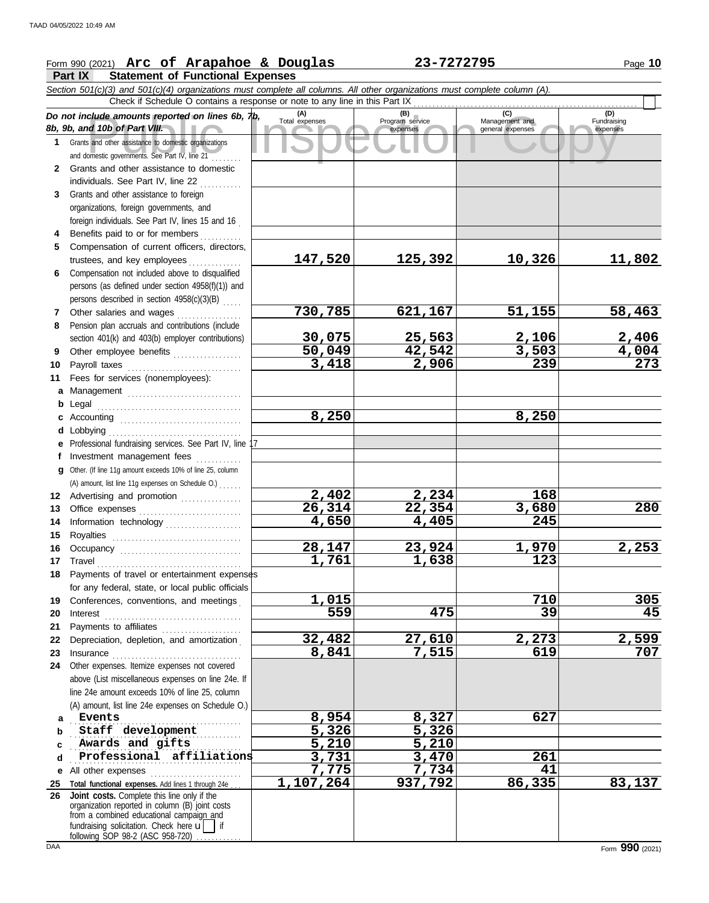Form 990 (2021) **Arc of Arapahoe & Douglas** **23-7272795** Page **10**

## Part IX Statement of Functional Expenses

*Section 501(c)(3) and 501(c)(4) organizations must complete all columns. All other organizations must complete column (A).*

Check if Schedule O contains a response or note to any line in this Part IX ☐

| *Do not include amounts reported on lines 6b, 7b, 8b, 9b, and 10b of Part VIII.* | (A) Total expenses | (B) Program service expenses | (C) Management and general expenses | (D) Fundraising expenses |
|---|---|---|---|---|
| **1** Grants and other assistance to domestic organizations and domestic governments. See Part IV, line 21 | | | | |
| **2** Grants and other assistance to domestic individuals. See Part IV, line 22 | | | | |
| **3** Grants and other assistance to foreign organizations, foreign governments, and foreign individuals. See Part IV, lines 15 and 16 | | | | |
| **4** Benefits paid to or for members | | | | |
| **5** Compensation of current officers, directors, trustees, and key employees | 147,520 | 125,392 | 10,326 | 11,802 |
| **6** Compensation not included above to disqualified persons (as defined under section 4958(f)(1)) and persons described in section 4958(c)(3)(B) | | | | |
| **7** Other salaries and wages | 730,785 | 621,167 | 51,155 | 58,463 |
| **8** Pension plan accruals and contributions (include section 401(k) and 403(b) employer contributions) | 30,075 | 25,563 | 2,106 | 2,406 |
| **9** Other employee benefits | 50,049 | 42,542 | 3,503 | 4,004 |
| **10** Payroll taxes | 3,418 | 2,906 | 239 | 273 |
| **11** Fees for services (nonemployees): | | | | |
| **a** Management | | | | |
| **b** Legal | | | | |
| **c** Accounting | 8,250 | | 8,250 | |
| **d** Lobbying | | | | |
| **e** Professional fundraising services. See Part IV, line 17 | | | | |
| **f** Investment management fees | | | | |
| **g** Other. (If line 11g amount exceeds 10% of line 25, column (A) amount, list line 11g expenses on Schedule O.) | | | | |
| **12** Advertising and promotion | 2,402 | 2,234 | 168 | |
| **13** Office expenses | 26,314 | 22,354 | 3,680 | 280 |
| **14** Information technology | 4,650 | 4,405 | 245 | |
| **15** Royalties | | | | |
| **16** Occupancy | 28,147 | 23,924 | 1,970 | 2,253 |
| **17** Travel | 1,761 | 1,638 | 123 | |
| **18** Payments of travel or entertainment expenses for any federal, state, or local public officials | | | | |
| **19** Conferences, conventions, and meetings | 1,015 | | 710 | 305 |
| **20** Interest | 559 | 475 | 39 | 45 |
| **21** Payments to affiliates | | | | |
| **22** Depreciation, depletion, and amortization | 32,482 | 27,610 | 2,273 | 2,599 |
| **23** Insurance | 8,841 | 7,515 | 619 | 707 |
| **24** Other expenses. Itemize expenses not covered above (List miscellaneous expenses on line 24e. If line 24e amount exceeds 10% of line 25, column (A) amount, list line 24e expenses on Schedule O.) | | | | |
| **a** Events | 8,954 | 8,327 | 627 | |
| **b** Staff development | 5,326 | 5,326 | | |
| **c** Awards and gifts | 5,210 | 5,210 | | |
| **d** Professional affiliations | 3,731 | 3,470 | 261 | |
| **e** All other expenses | 7,775 | 7,734 | 41 | |
| **25** **Total functional expenses.** Add lines 1 through 24e | 1,107,264 | 937,792 | 86,335 | 83,137 |
| **26** **Joint costs.** Complete this line only if the organization reported in column (B) joint costs from a combined educational campaign and fundraising solicitation. Check here ☐ if following SOP 98-2 (ASC 958-720) | | | | |

Form **990** (2021)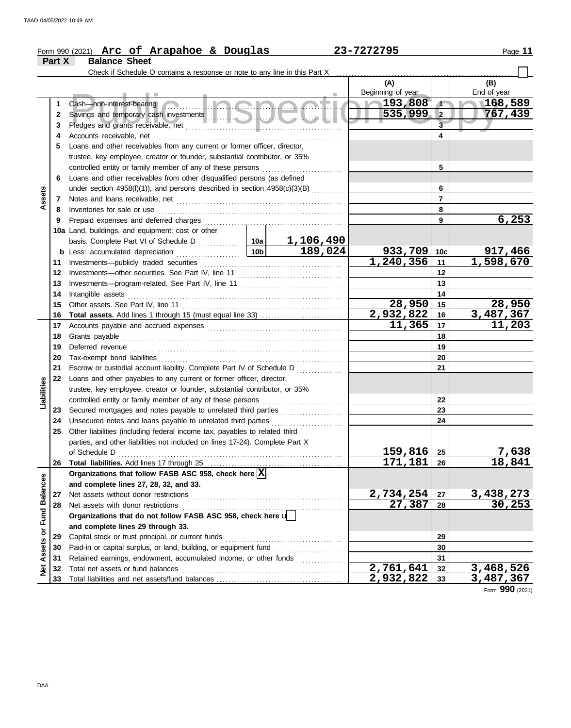Form 990 (2021) **Arc of Arapahoe & Douglas** **23-7272795**

**Part X Balance Sheet**

Check if Schedule O contains a response or note to any line in this Part X

| Section | Line | Description | | | (A) Beginning of year | | (B) End of year |
|---|---|---|---|---|---|---|---|
| Assets | 1 | Cash—non-interest-bearing | | | 193,808 | 1 | 168,589 |
| | 2 | Savings and temporary cash investments | | | 535,999 | 2 | 767,439 |
| | 3 | Pledges and grants receivable, net | | | | 3 | |
| | 4 | Accounts receivable, net | | | | 4 | |
| | 5 | Loans and other receivables from any current or former officer, director, trustee, key employee, creator or founder, substantial contributor, or 35% controlled entity or family member of any of these persons | | | | 5 | |
| | 6 | Loans and other receivables from other disqualified persons (as defined under section 4958(f)(1)), and persons described in section 4958(c)(3)(B) | | | | 6 | |
| | 7 | Notes and loans receivable, net | | | | 7 | |
| | 8 | Inventories for sale or use | | | | 8 | |
| | 9 | Prepaid expenses and deferred charges | | | | 9 | 6,253 |
| | 10a | Land, buildings, and equipment: cost or other basis. Complete Part VI of Schedule D | 10a | 1,106,490 | | | |
| | b | Less: accumulated depreciation | 10b | 189,024 | 933,709 | 10c | 917,466 |
| | 11 | Investments—publicly traded securities | | | 1,240,356 | 11 | 1,598,670 |
| | 12 | Investments—other securities. See Part IV, line 11 | | | | 12 | |
| | 13 | Investments—program-related. See Part IV, line 11 | | | | 13 | |
| | 14 | Intangible assets | | | | 14 | |
| | 15 | Other assets. See Part IV, line 11 | | | 28,950 | 15 | 28,950 |
| | 16 | **Total assets.** Add lines 1 through 15 (must equal line 33) | | | 2,932,822 | 16 | 3,487,367 |
| Liabilities | 17 | Accounts payable and accrued expenses | | | 11,365 | 17 | 11,203 |
| | 18 | Grants payable | | | | 18 | |
| | 19 | Deferred revenue | | | | 19 | |
| | 20 | Tax-exempt bond liabilities | | | | 20 | |
| | 21 | Escrow or custodial account liability. Complete Part IV of Schedule D | | | | 21 | |
| | 22 | Loans and other payables to any current or former officer, director, trustee, key employee, creator or founder, substantial contributor, or 35% controlled entity or family member of any of these persons | | | | 22 | |
| | 23 | Secured mortgages and notes payable to unrelated third parties | | | | 23 | |
| | 24 | Unsecured notes and loans payable to unrelated third parties | | | | 24 | |
| | 25 | Other liabilities (including federal income tax, payables to related third parties, and other liabilities not included on lines 17-24). Complete Part X of Schedule D | | | 159,816 | 25 | 7,638 |
| | 26 | **Total liabilities.** Add lines 17 through 25 | | | 171,181 | 26 | 18,841 |
| Net Assets or Fund Balances | | **Organizations that follow FASB ASC 958, check here** [X] **and complete lines 27, 28, 32, and 33.** | | | | | |
| | 27 | Net assets without donor restrictions | | | 2,734,254 | 27 | 3,438,273 |
| | 28 | Net assets with donor restrictions | | | 27,387 | 28 | 30,253 |
| | | **Organizations that do not follow FASB ASC 958, check here** [ ] **and complete lines 29 through 33.** | | | | | |
| | 29 | Capital stock or trust principal, or current funds | | | | 29 | |
| | 30 | Paid-in or capital surplus, or land, building, or equipment fund | | | | 30 | |
| | 31 | Retained earnings, endowment, accumulated income, or other funds | | | | 31 | |
| | 32 | Total net assets or fund balances | | | 2,761,641 | 32 | 3,468,526 |
| | 33 | Total liabilities and net assets/fund balances | | | 2,932,822 | 33 | 3,487,367 |

Form **990** (2021)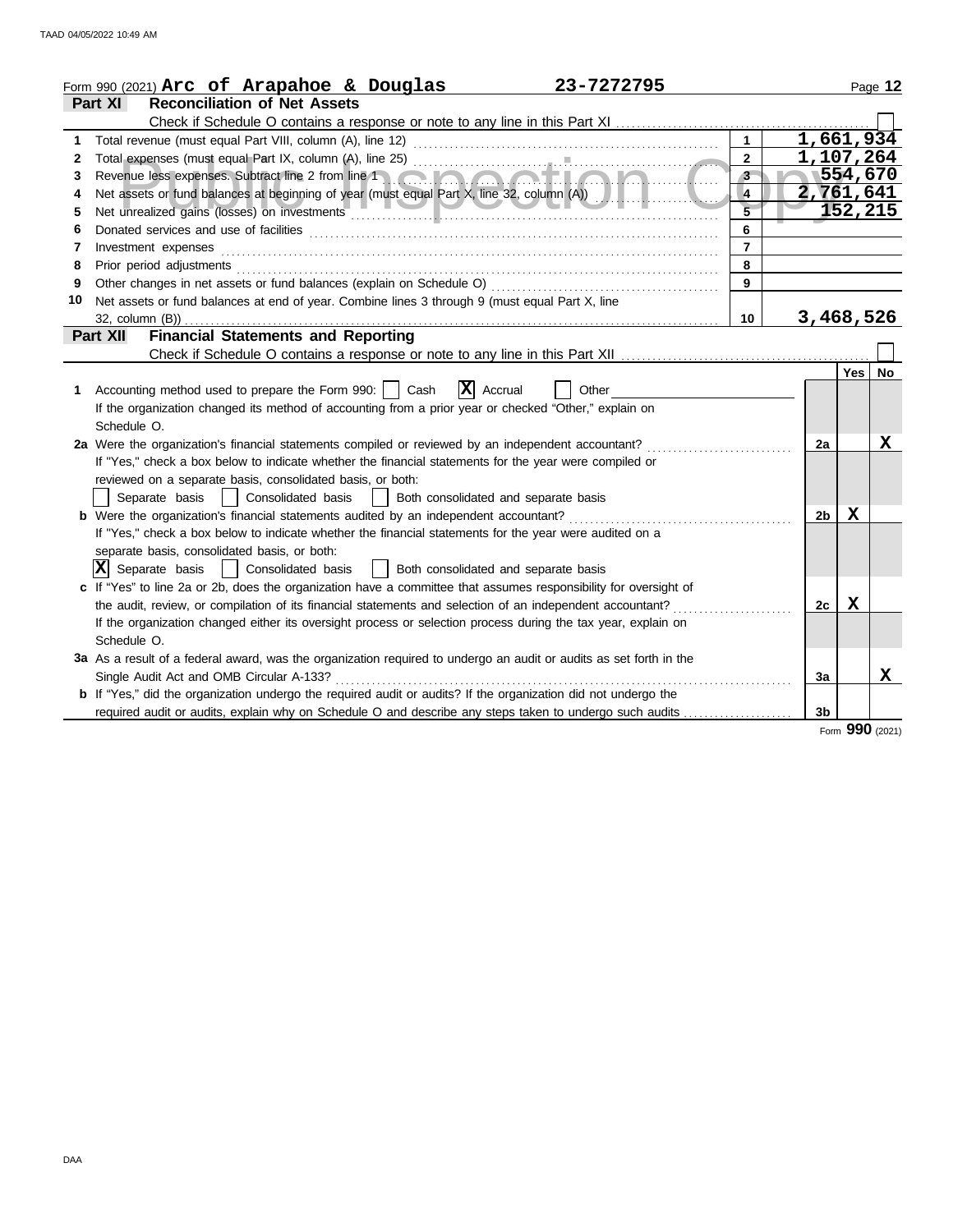Form 990 (2021) **Arc of Arapahoe & Douglas** **23-7272795**

## Part XI Reconciliation of Net Assets

Check if Schedule O contains a response or note to any line in this Part XI ☐

| | | | |
|---|---|---|---|
| 1 | Total revenue (must equal Part VIII, column (A), line 12) | 1 | 1,661,934 |
| 2 | Total expenses (must equal Part IX, column (A), line 25) | 2 | 1,107,264 |
| 3 | Revenue less expenses. Subtract line 2 from line 1 | 3 | 554,670 |
| 4 | Net assets or fund balances at beginning of year (must equal Part X, line 32, column (A)) | 4 | 2,761,641 |
| 5 | Net unrealized gains (losses) on investments | 5 | 152,215 |
| 6 | Donated services and use of facilities | 6 | |
| 7 | Investment expenses | 7 | |
| 8 | Prior period adjustments | 8 | |
| 9 | Other changes in net assets or fund balances (explain on Schedule O) | 9 | |
| 10 | Net assets or fund balances at end of year. Combine lines 3 through 9 (must equal Part X, line 32, column (B)) | 10 | 3,468,526 |

## Part XII Financial Statements and Reporting

Check if Schedule O contains a response or note to any line in this Part XII ☐

| | | | Yes | No |
|---|---|---|---|---|
| 1 | Accounting method used to prepare the Form 990: ☐ Cash ☒ Accrual ☐ Other<br>If the organization changed its method of accounting from a prior year or checked "Other," explain on Schedule O. | | | |
| 2a | Were the organization's financial statements compiled or reviewed by an independent accountant?<br>If "Yes," check a box below to indicate whether the financial statements for the year were compiled or reviewed on a separate basis, consolidated basis, or both:<br>☐ Separate basis ☐ Consolidated basis ☐ Both consolidated and separate basis | 2a | | X |
| b | Were the organization's financial statements audited by an independent accountant?<br>If "Yes," check a box below to indicate whether the financial statements for the year were audited on a separate basis, consolidated basis, or both:<br>☒ Separate basis ☐ Consolidated basis ☐ Both consolidated and separate basis | 2b | X | |
| c | If "Yes" to line 2a or 2b, does the organization have a committee that assumes responsibility for oversight of the audit, review, or compilation of its financial statements and selection of an independent accountant?<br>If the organization changed either its oversight process or selection process during the tax year, explain on Schedule O. | 2c | X | |
| 3a | As a result of a federal award, was the organization required to undergo an audit or audits as set forth in the Single Audit Act and OMB Circular A-133? | 3a | | X |
| b | If "Yes," did the organization undergo the required audit or audits? If the organization did not undergo the required audit or audits, explain why on Schedule O and describe any steps taken to undergo such audits | 3b | | |

Form **990** (2021)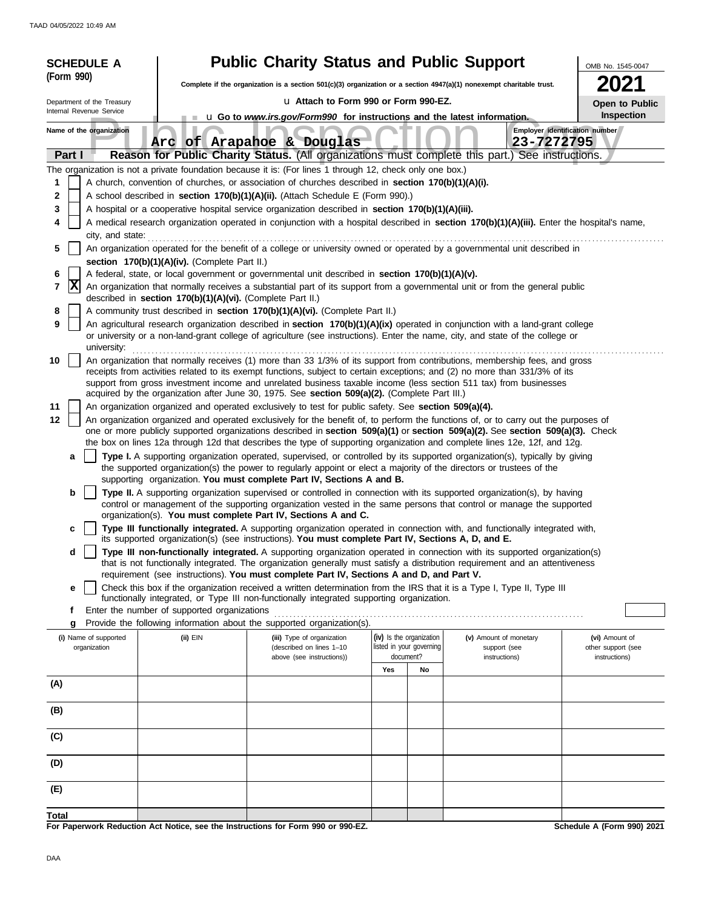**SCHEDULE A (Form 990)**

Department of the Treasury
Internal Revenue Service

# Public Charity Status and Public Support

**Complete if the organization is a section 501(c)(3) organization or a section 4947(a)(1) nonexempt charitable trust.**

u **Attach to Form 990 or Form 990-EZ.**

u **Go to *www.irs.gov/Form990* for instructions and the latest information.**

OMB No. 1545-0047

**2021**

**Open to Public Inspection**

**Name of the organization:** Arc of Arapahoe & Douglas

**Employer identification number:** 23-7272795

**Part I — Reason for Public Charity Status.** (All organizations must complete this part.) See instructions.

The organization is not a private foundation because it is: (For lines 1 through 12, check only one box.)

1. [ ] A church, convention of churches, or association of churches described in **section 170(b)(1)(A)(i).**
2. [ ] A school described in **section 170(b)(1)(A)(ii).** (Attach Schedule E (Form 990).)
3. [ ] A hospital or a cooperative hospital service organization described in **section 170(b)(1)(A)(iii).**
4. [ ] A medical research organization operated in conjunction with a hospital described in **section 170(b)(1)(A)(iii).** Enter the hospital's name, city, and state:
5. [ ] An organization operated for the benefit of a college or university owned or operated by a governmental unit described in **section 170(b)(1)(A)(iv).** (Complete Part II.)
6. [ ] A federal, state, or local government or governmental unit described in **section 170(b)(1)(A)(v).**
7. [X] An organization that normally receives a substantial part of its support from a governmental unit or from the general public described in **section 170(b)(1)(A)(vi).** (Complete Part II.)
8. [ ] A community trust described in **section 170(b)(1)(A)(vi).** (Complete Part II.)
9. [ ] An agricultural research organization described in **section 170(b)(1)(A)(ix)** operated in conjunction with a land-grant college or university or a non-land-grant college of agriculture (see instructions). Enter the name, city, and state of the college or university:
10. [ ] An organization that normally receives (1) more than 33 1/3% of its support from contributions, membership fees, and gross receipts from activities related to its exempt functions, subject to certain exceptions; and (2) no more than 331/3% of its support from gross investment income and unrelated business taxable income (less section 511 tax) from businesses acquired by the organization after June 30, 1975. See **section 509(a)(2).** (Complete Part III.)
11. [ ] An organization organized and operated exclusively to test for public safety. See **section 509(a)(4).**
12. [ ] An organization organized and operated exclusively for the benefit of, to perform the functions of, or to carry out the purposes of one or more publicly supported organizations described in **section 509(a)(1)** or **section 509(a)(2).** See **section 509(a)(3).** Check the box on lines 12a through 12d that describes the type of supporting organization and complete lines 12e, 12f, and 12g.
   - **a** [ ] **Type I.** A supporting organization operated, supervised, or controlled by its supported organization(s), typically by giving the supported organization(s) the power to regularly appoint or elect a majority of the directors or trustees of the supporting organization. **You must complete Part IV, Sections A and B.**
   - **b** [ ] **Type II.** A supporting organization supervised or controlled in connection with its supported organization(s), by having control or management of the supporting organization vested in the same persons that control or manage the supported organization(s). **You must complete Part IV, Sections A and C.**
   - **c** [ ] **Type III functionally integrated.** A supporting organization operated in connection with, and functionally integrated with, its supported organization(s) (see instructions). **You must complete Part IV, Sections A, D, and E.**
   - **d** [ ] **Type III non-functionally integrated.** A supporting organization operated in connection with its supported organization(s) that is not functionally integrated. The organization generally must satisfy a distribution requirement and an attentiveness requirement (see instructions). **You must complete Part IV, Sections A and D, and Part V.**
   - **e** [ ] Check this box if the organization received a written determination from the IRS that it is a Type I, Type II, Type III functionally integrated, or Type III non-functionally integrated supporting organization.
   - **f** Enter the number of supported organizations
   - **g** Provide the following information about the supported organization(s).

| (i) Name of supported organization | (ii) EIN | (iii) Type of organization (described on lines 1–10 above (see instructions)) | (iv) Is the organization listed in your governing document? Yes | No | (v) Amount of monetary support (see instructions) | (vi) Amount of other support (see instructions) |
|---|---|---|---|---|---|---|
| (A) | | | | | | |
| (B) | | | | | | |
| (C) | | | | | | |
| (D) | | | | | | |
| (E) | | | | | | |
| **Total** | | | | | | |

**For Paperwork Reduction Act Notice, see the Instructions for Form 990 or 990-EZ.**

**Schedule A (Form 990) 2021**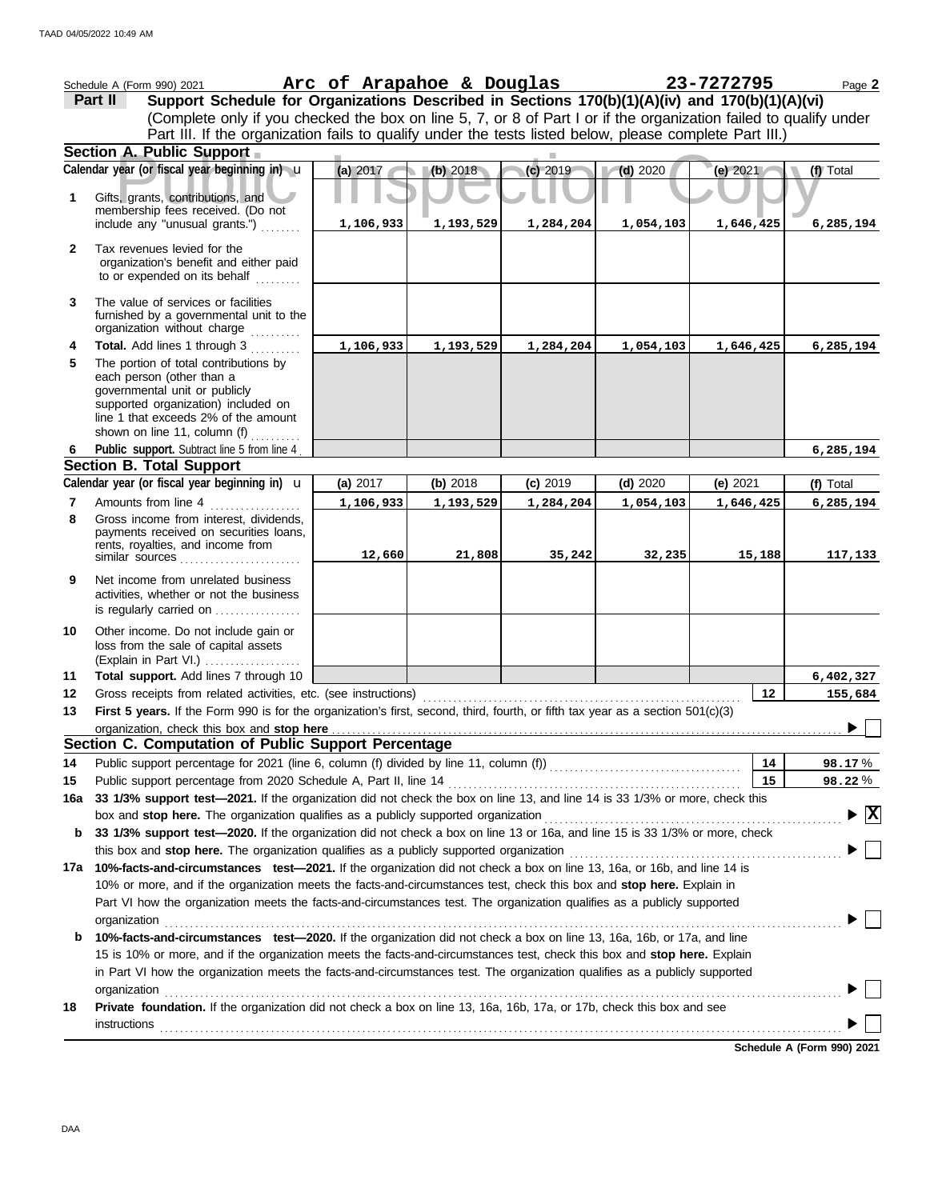Schedule A (Form 990) 2021 **Arc of Arapahoe & Douglas** **23-7272795** Page **2**

**Part II** **Support Schedule for Organizations Described in Sections 170(b)(1)(A)(iv) and 170(b)(1)(A)(vi)**
(Complete only if you checked the box on line 5, 7, or 8 of Part I or if the organization failed to qualify under Part III. If the organization fails to qualify under the tests listed below, please complete Part III.)

## Section A. Public Support

| Calendar year (or fiscal year beginning in) | (a) 2017 | (b) 2018 | (c) 2019 | (d) 2020 | (e) 2021 | (f) Total |
|---|---|---|---|---|---|---|
| **1** Gifts, grants, contributions, and membership fees received. (Do not include any "unusual grants.") | 1,106,933 | 1,193,529 | 1,284,204 | 1,054,103 | 1,646,425 | 6,285,194 |
| **2** Tax revenues levied for the organization's benefit and either paid to or expended on its behalf | | | | | | |
| **3** The value of services or facilities furnished by a governmental unit to the organization without charge | | | | | | |
| **4** **Total.** Add lines 1 through 3 | 1,106,933 | 1,193,529 | 1,284,204 | 1,054,103 | 1,646,425 | 6,285,194 |
| **5** The portion of total contributions by each person (other than a governmental unit or publicly supported organization) included on line 1 that exceeds 2% of the amount shown on line 11, column (f) | | | | | | |
| **6** **Public support.** Subtract line 5 from line 4 | | | | | | 6,285,194 |

## Section B. Total Support

| Calendar year (or fiscal year beginning in) | (a) 2017 | (b) 2018 | (c) 2019 | (d) 2020 | (e) 2021 | (f) Total |
|---|---|---|---|---|---|---|
| **7** Amounts from line 4 | 1,106,933 | 1,193,529 | 1,284,204 | 1,054,103 | 1,646,425 | 6,285,194 |
| **8** Gross income from interest, dividends, payments received on securities loans, rents, royalties, and income from similar sources | 12,660 | 21,808 | 35,242 | 32,235 | 15,188 | 117,133 |
| **9** Net income from unrelated business activities, whether or not the business is regularly carried on | | | | | | |
| **10** Other income. Do not include gain or loss from the sale of capital assets (Explain in Part VI.) | | | | | | |
| **11** **Total support.** Add lines 7 through 10 | | | | | | 6,402,327 |

**12** Gross receipts from related activities, etc. (see instructions) — **12** — 155,684

**13** **First 5 years.** If the Form 990 is for the organization's first, second, third, fourth, or fifth tax year as a section 501(c)(3) organization, check this box and **stop here** ☐

## Section C. Computation of Public Support Percentage

**14** Public support percentage for 2021 (line 6, column (f) divided by line 11, column (f)) — **14** — 98.17 %

**15** Public support percentage from 2020 Schedule A, Part II, line 14 — **15** — 98.22 %

**16a** **33 1/3% support test—2021.** If the organization did not check the box on line 13, and line 14 is 33 1/3% or more, check this box and **stop here.** The organization qualifies as a publicly supported organization ☒

**b** **33 1/3% support test—2020.** If the organization did not check a box on line 13 or 16a, and line 15 is 33 1/3% or more, check this box and **stop here.** The organization qualifies as a publicly supported organization ☐

**17a** **10%-facts-and-circumstances test—2021.** If the organization did not check a box on line 13, 16a, or 16b, and line 14 is 10% or more, and if the organization meets the facts-and-circumstances test, check this box and **stop here.** Explain in Part VI how the organization meets the facts-and-circumstances test. The organization qualifies as a publicly supported organization ☐

**b** **10%-facts-and-circumstances test—2020.** If the organization did not check a box on line 13, 16a, 16b, or 17a, and line 15 is 10% or more, and if the organization meets the facts-and-circumstances test, check this box and **stop here.** Explain in Part VI how the organization meets the facts-and-circumstances test. The organization qualifies as a publicly supported organization ☐

**18** **Private foundation.** If the organization did not check a box on line 13, 16a, 16b, 17a, or 17b, check this box and see instructions ☐

**Schedule A (Form 990) 2021**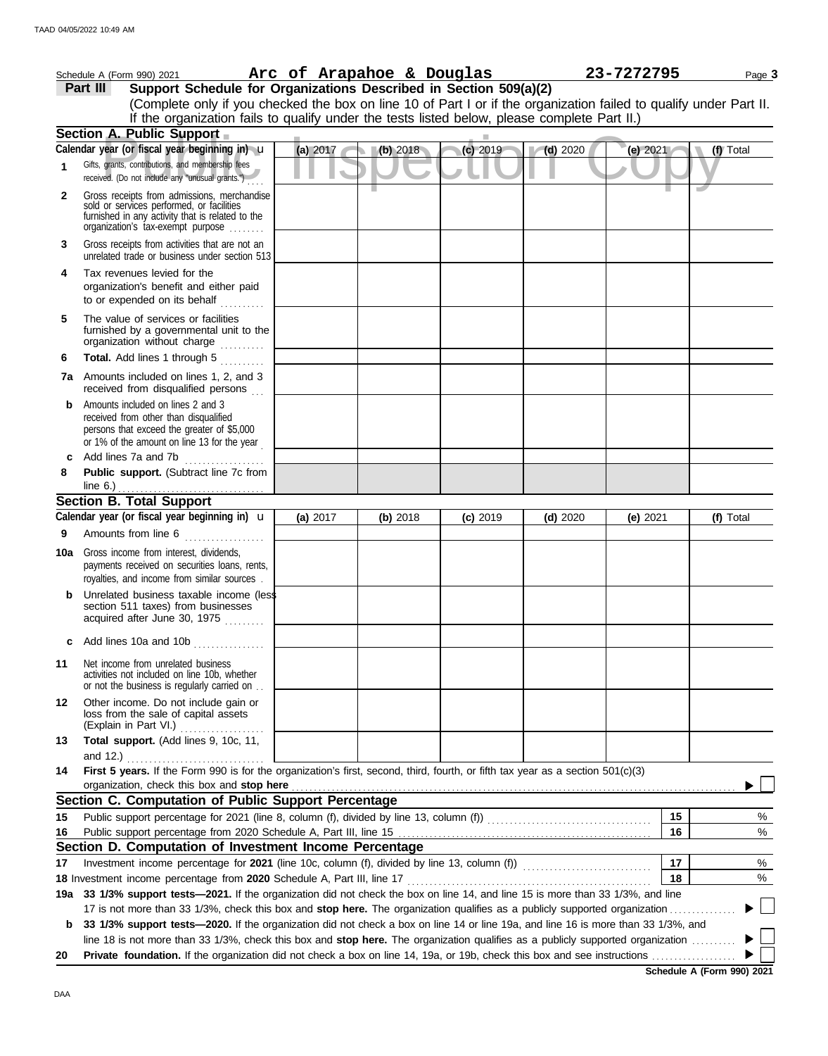Schedule A (Form 990) 2021 **Arc of Arapahoe & Douglas** **23-7272795** Page **3**

## Part III Support Schedule for Organizations Described in Section 509(a)(2)

(Complete only if you checked the box on line 10 of Part I or if the organization failed to qualify under Part II. If the organization fails to qualify under the tests listed below, please complete Part II.)

### Section A. Public Support

| Calendar year (or fiscal year beginning in) | (a) 2017 | (b) 2018 | (c) 2019 | (d) 2020 | (e) 2021 | (f) Total |
|---|---|---|---|---|---|---|
| **1** Gifts, grants, contributions, and membership fees received. (Do not include any "unusual grants.") | | | | | | |
| **2** Gross receipts from admissions, merchandise sold or services performed, or facilities furnished in any activity that is related to the organization's tax-exempt purpose | | | | | | |
| **3** Gross receipts from activities that are not an unrelated trade or business under section 513 | | | | | | |
| **4** Tax revenues levied for the organization's benefit and either paid to or expended on its behalf | | | | | | |
| **5** The value of services or facilities furnished by a governmental unit to the organization without charge | | | | | | |
| **6** **Total.** Add lines 1 through 5 | | | | | | |
| **7a** Amounts included on lines 1, 2, and 3 received from disqualified persons | | | | | | |
| **b** Amounts included on lines 2 and 3 received from other than disqualified persons that exceed the greater of $5,000 or 1% of the amount on line 13 for the year | | | | | | |
| **c** Add lines 7a and 7b | | | | | | |
| **8** **Public support.** (Subtract line 7c from line 6.) | | | | | | |

### Section B. Total Support

| Calendar year (or fiscal year beginning in) | (a) 2017 | (b) 2018 | (c) 2019 | (d) 2020 | (e) 2021 | (f) Total |
|---|---|---|---|---|---|---|
| **9** Amounts from line 6 | | | | | | |
| **10a** Gross income from interest, dividends, payments received on securities loans, rents, royalties, and income from similar sources | | | | | | |
| **b** Unrelated business taxable income (less section 511 taxes) from businesses acquired after June 30, 1975 | | | | | | |
| **c** Add lines 10a and 10b | | | | | | |
| **11** Net income from unrelated business activities not included on line 10b, whether or not the business is regularly carried on | | | | | | |
| **12** Other income. Do not include gain or loss from the sale of capital assets (Explain in Part VI.) | | | | | | |
| **13** **Total support.** (Add lines 9, 10c, 11, and 12.) | | | | | | |

**14** **First 5 years.** If the Form 990 is for the organization's first, second, third, fourth, or fifth tax year as a section 501(c)(3) organization, check this box and **stop here** ☐

### Section C. Computation of Public Support Percentage

| | | | |
|---|---|---|---|
| **15** | Public support percentage for 2021 (line 8, column (f), divided by line 13, column (f)) | 15 | % |
| **16** | Public support percentage from 2020 Schedule A, Part III, line 15 | 16 | % |

### Section D. Computation of Investment Income Percentage

| | | | |
|---|---|---|---|
| **17** | Investment income percentage for **2021** (line 10c, column (f), divided by line 13, column (f)) | 17 | % |
| **18** | Investment income percentage from **2020** Schedule A, Part III, line 17 | 18 | % |

**19a** **33 1/3% support tests—2021.** If the organization did not check the box on line 14, and line 15 is more than 33 1/3%, and line 17 is not more than 33 1/3%, check this box and **stop here.** The organization qualifies as a publicly supported organization ☐

**b** **33 1/3% support tests—2020.** If the organization did not check a box on line 14 or line 19a, and line 16 is more than 33 1/3%, and line 18 is not more than 33 1/3%, check this box and **stop here.** The organization qualifies as a publicly supported organization ☐

**20** **Private foundation.** If the organization did not check a box on line 14, 19a, or 19b, check this box and see instructions ☐

**Schedule A (Form 990) 2021**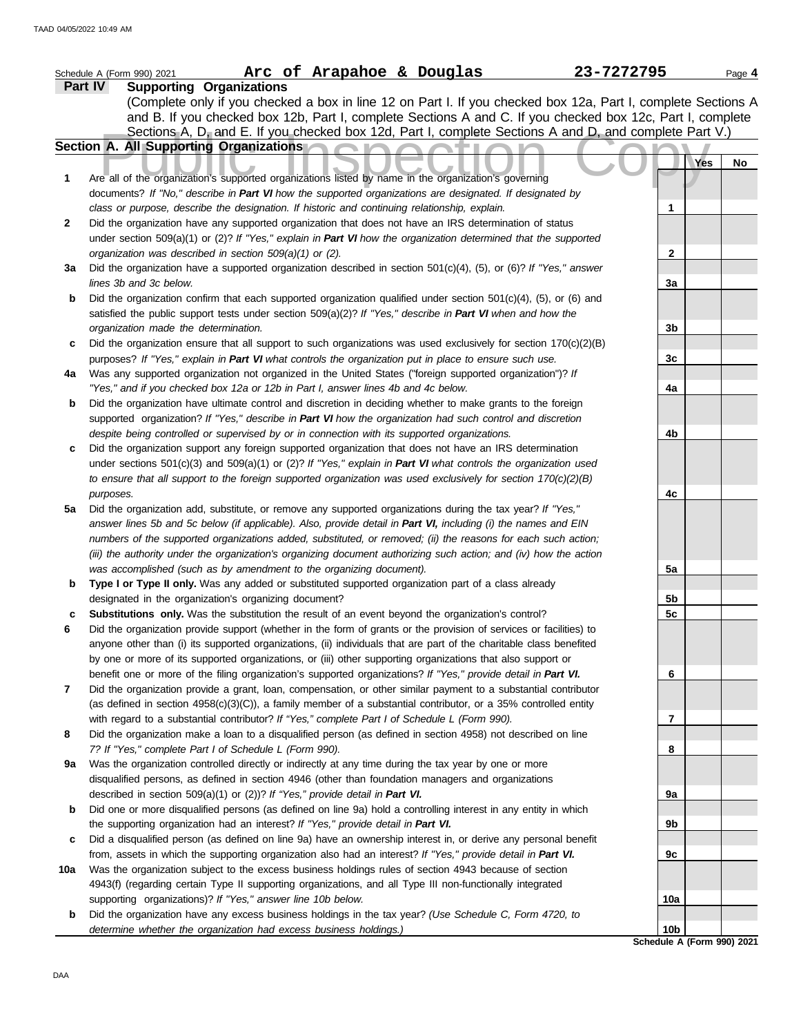Schedule A (Form 990) 2021 **Arc of Arapahoe & Douglas** **23-7272795** Page **4**

**Part IV Supporting Organizations**

(Complete only if you checked a box in line 12 on Part I. If you checked box 12a, Part I, complete Sections A and B. If you checked box 12b, Part I, complete Sections A and C. If you checked box 12c, Part I, complete Sections A, D, and E. If you checked box 12d, Part I, complete Sections A and D, and complete Part V.)

**Section A. All Supporting Organizations**

| | | | Yes | No |
|---|---|---|---|---|
| **1** | Are all of the organization's supported organizations listed by name in the organization's governing documents? *If "No," describe in **Part VI** how the supported organizations are designated. If designated by class or purpose, describe the designation. If historic and continuing relationship, explain.* | **1** | | |
| **2** | Did the organization have any supported organization that does not have an IRS determination of status under section 509(a)(1) or (2)? *If "Yes," explain in **Part VI** how the organization determined that the supported organization was described in section 509(a)(1) or (2).* | **2** | | |
| **3a** | Did the organization have a supported organization described in section 501(c)(4), (5), or (6)? *If "Yes," answer lines 3b and 3c below.* | **3a** | | |
| **b** | Did the organization confirm that each supported organization qualified under section 501(c)(4), (5), or (6) and satisfied the public support tests under section 509(a)(2)? *If "Yes," describe in **Part VI** when and how the organization made the determination.* | **3b** | | |
| **c** | Did the organization ensure that all support to such organizations was used exclusively for section 170(c)(2)(B) purposes? *If "Yes," explain in **Part VI** what controls the organization put in place to ensure such use.* | **3c** | | |
| **4a** | Was any supported organization not organized in the United States ("foreign supported organization")? *If "Yes," and if you checked box 12a or 12b in Part I, answer lines 4b and 4c below.* | **4a** | | |
| **b** | Did the organization have ultimate control and discretion in deciding whether to make grants to the foreign supported organization? *If "Yes," describe in **Part VI** how the organization had such control and discretion despite being controlled or supervised by or in connection with its supported organizations.* | **4b** | | |
| **c** | Did the organization support any foreign supported organization that does not have an IRS determination under sections 501(c)(3) and 509(a)(1) or (2)? *If "Yes," explain in **Part VI** what controls the organization used to ensure that all support to the foreign supported organization was used exclusively for section 170(c)(2)(B) purposes.* | **4c** | | |
| **5a** | Did the organization add, substitute, or remove any supported organizations during the tax year? *If "Yes," answer lines 5b and 5c below (if applicable). Also, provide detail in **Part VI,** including (i) the names and EIN numbers of the supported organizations added, substituted, or removed; (ii) the reasons for each such action; (iii) the authority under the organization's organizing document authorizing such action; and (iv) how the action was accomplished (such as by amendment to the organizing document).* | **5a** | | |
| **b** | **Type I or Type II only.** Was any added or substituted supported organization part of a class already designated in the organization's organizing document? | **5b** | | |
| **c** | **Substitutions only.** Was the substitution the result of an event beyond the organization's control? | **5c** | | |
| **6** | Did the organization provide support (whether in the form of grants or the provision of services or facilities) to anyone other than (i) its supported organizations, (ii) individuals that are part of the charitable class benefited by one or more of its supported organizations, or (iii) other supporting organizations that also support or benefit one or more of the filing organization's supported organizations? *If "Yes," provide detail in **Part VI.*** | **6** | | |
| **7** | Did the organization provide a grant, loan, compensation, or other similar payment to a substantial contributor (as defined in section 4958(c)(3)(C)), a family member of a substantial contributor, or a 35% controlled entity with regard to a substantial contributor? *If "Yes," complete Part I of Schedule L (Form 990).* | **7** | | |
| **8** | Did the organization make a loan to a disqualified person (as defined in section 4958) not described on line 7? *If "Yes," complete Part I of Schedule L (Form 990).* | **8** | | |
| **9a** | Was the organization controlled directly or indirectly at any time during the tax year by one or more disqualified persons, as defined in section 4946 (other than foundation managers and organizations described in section 509(a)(1) or (2))? *If "Yes," provide detail in **Part VI.*** | **9a** | | |
| **b** | Did one or more disqualified persons (as defined on line 9a) hold a controlling interest in any entity in which the supporting organization had an interest? *If "Yes," provide detail in **Part VI.*** | **9b** | | |
| **c** | Did a disqualified person (as defined on line 9a) have an ownership interest in, or derive any personal benefit from, assets in which the supporting organization also had an interest? *If "Yes," provide detail in **Part VI.*** | **9c** | | |
| **10a** | Was the organization subject to the excess business holdings rules of section 4943 because of section 4943(f) (regarding certain Type II supporting organizations, and all Type III non-functionally integrated supporting organizations)? *If "Yes," answer line 10b below.* | **10a** | | |
| **b** | Did the organization have any excess business holdings in the tax year? *(Use Schedule C, Form 4720, to determine whether the organization had excess business holdings.)* | **10b** | | |

**Schedule A (Form 990) 2021**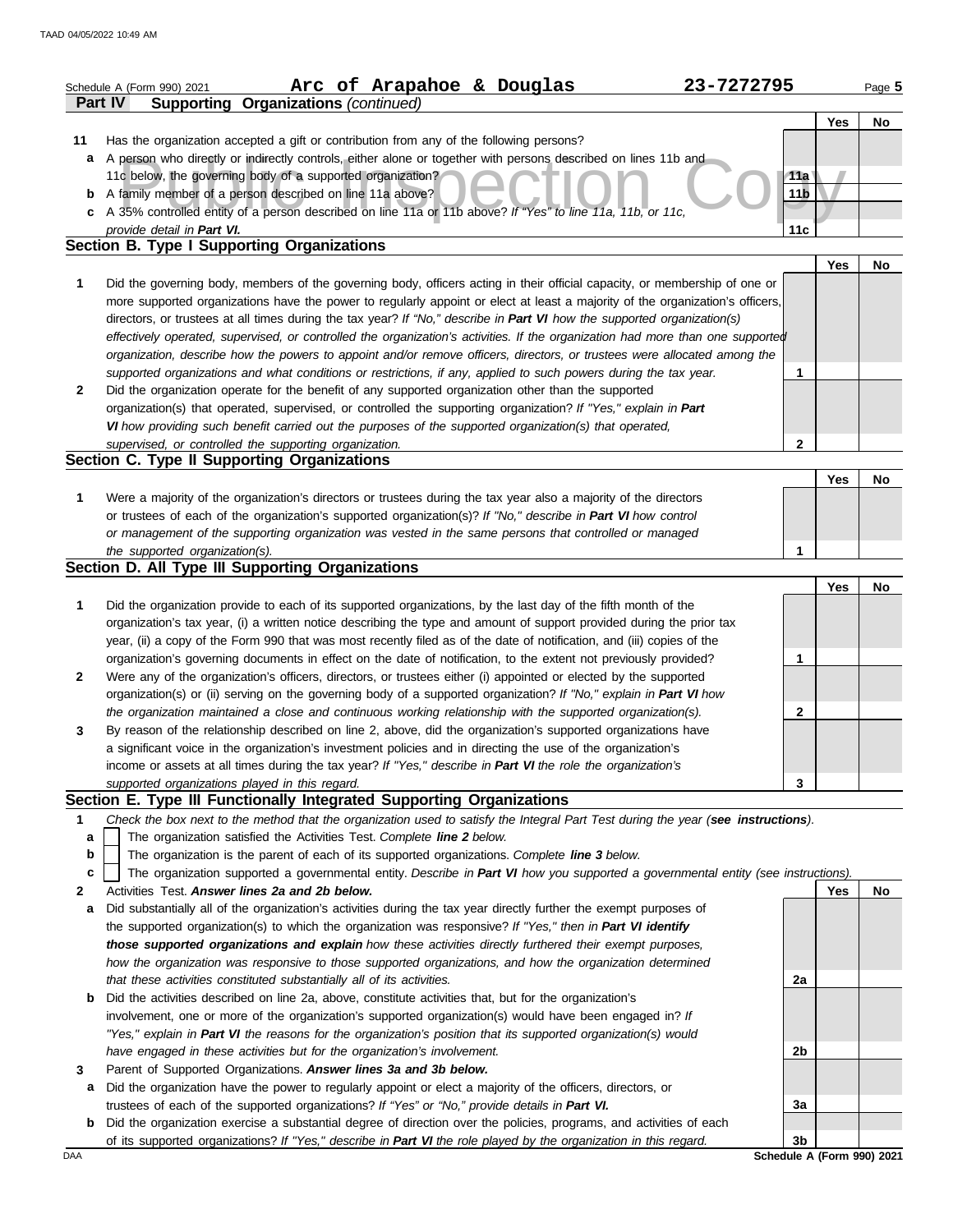Schedule A (Form 990) 2021 **Arc of Arapahoe & Douglas** **23-7272795** Page **5**

## Part IV Supporting Organizations *(continued)*

| | | | Yes | No |
|---|---|---|---|---|
| **11** | Has the organization accepted a gift or contribution from any of the following persons? | | | |
| **a** | A person who directly or indirectly controls, either alone or together with persons described on lines 11b and 11c below, the governing body of a supported organization? | **11a** | | |
| **b** | A family member of a person described on line 11a above? | **11b** | | |
| **c** | A 35% controlled entity of a person described on line 11a or 11b above? *If "Yes" to line 11a, 11b, or 11c, provide detail in* ***Part VI.*** | **11c** | | |

### Section B. Type I Supporting Organizations

| | | | Yes | No |
|---|---|---|---|---|
| **1** | Did the governing body, members of the governing body, officers acting in their official capacity, or membership of one or more supported organizations have the power to regularly appoint or elect at least a majority of the organization's officers, directors, or trustees at all times during the tax year? *If "No," describe in* ***Part VI*** *how the supported organization(s) effectively operated, supervised, or controlled the organization's activities. If the organization had more than one supported organization, describe how the powers to appoint and/or remove officers, directors, or trustees were allocated among the supported organizations and what conditions or restrictions, if any, applied to such powers during the tax year.* | **1** | | |
| **2** | Did the organization operate for the benefit of any supported organization other than the supported organization(s) that operated, supervised, or controlled the supporting organization? *If "Yes," explain in* ***Part VI*** *how providing such benefit carried out the purposes of the supported organization(s) that operated, supervised, or controlled the supporting organization.* | **2** | | |

### Section C. Type II Supporting Organizations

| | | | Yes | No |
|---|---|---|---|---|
| **1** | Were a majority of the organization's directors or trustees during the tax year also a majority of the directors or trustees of each of the organization's supported organization(s)? *If "No," describe in* ***Part VI*** *how control or management of the supporting organization was vested in the same persons that controlled or managed the supported organization(s).* | **1** | | |

### Section D. All Type III Supporting Organizations

| | | | Yes | No |
|---|---|---|---|---|
| **1** | Did the organization provide to each of its supported organizations, by the last day of the fifth month of the organization's tax year, (i) a written notice describing the type and amount of support provided during the prior tax year, (ii) a copy of the Form 990 that was most recently filed as of the date of notification, and (iii) copies of the organization's governing documents in effect on the date of notification, to the extent not previously provided? | **1** | | |
| **2** | Were any of the organization's officers, directors, or trustees either (i) appointed or elected by the supported organization(s) or (ii) serving on the governing body of a supported organization? *If "No," explain in* ***Part VI*** *how the organization maintained a close and continuous working relationship with the supported organization(s).* | **2** | | |
| **3** | By reason of the relationship described on line 2, above, did the organization's supported organizations have a significant voice in the organization's investment policies and in directing the use of the organization's income or assets at all times during the tax year? *If "Yes," describe in* ***Part VI*** *the role the organization's supported organizations played in this regard.* | **3** | | |

### Section E. Type III Functionally Integrated Supporting Organizations

**1** *Check the box next to the method that the organization used to satisfy the Integral Part Test during the year (****see instructions****).*

- **a** ☐ The organization satisfied the Activities Test. *Complete* ***line 2*** *below.*
- **b** ☐ The organization is the parent of each of its supported organizations. *Complete* ***line 3*** *below.*
- **c** ☐ The organization supported a governmental entity. *Describe in* ***Part VI*** *how you supported a governmental entity (see instructions).*

| | | | Yes | No |
|---|---|---|---|---|
| **2** | Activities Test. ***Answer lines 2a and 2b below.*** | | | |
| **a** | Did substantially all of the organization's activities during the tax year directly further the exempt purposes of the supported organization(s) to which the organization was responsive? *If "Yes," then in* ***Part VI identify those supported organizations and explain*** *how these activities directly furthered their exempt purposes, how the organization was responsive to those supported organizations, and how the organization determined that these activities constituted substantially all of its activities.* | **2a** | | |
| **b** | Did the activities described on line 2a, above, constitute activities that, but for the organization's involvement, one or more of the organization's supported organization(s) would have been engaged in? *If "Yes," explain in* ***Part VI*** *the reasons for the organization's position that its supported organization(s) would have engaged in these activities but for the organization's involvement.* | **2b** | | |
| **3** | Parent of Supported Organizations. ***Answer lines 3a and 3b below.*** | | | |
| **a** | Did the organization have the power to regularly appoint or elect a majority of the officers, directors, or trustees of each of the supported organizations? *If "Yes" or "No," provide details in* ***Part VI.*** | **3a** | | |
| **b** | Did the organization exercise a substantial degree of direction over the policies, programs, and activities of each of its supported organizations? *If "Yes," describe in* ***Part VI*** *the role played by the organization in this regard.* | **3b** | | |

DAA **Schedule A (Form 990) 2021**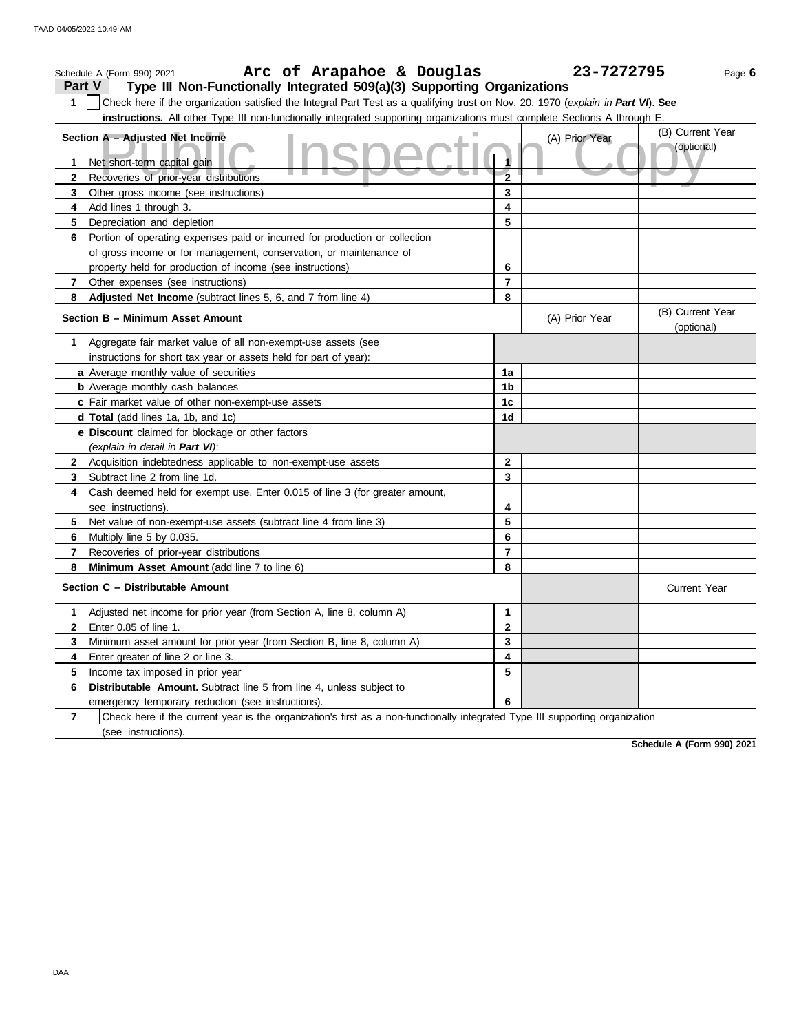Schedule A (Form 990) 2021 **Arc of Arapahoe & Douglas** **23-7272795** Page **6**

## Part V Type III Non-Functionally Integrated 509(a)(3) Supporting Organizations

**1** ☐ Check here if the organization satisfied the Integral Part Test as a qualifying trust on Nov. 20, 1970 (*explain in **Part VI***). **See instructions.** All other Type III non-functionally integrated supporting organizations must complete Sections A through E.

| **Section A – Adjusted Net Income** | | (A) Prior Year | (B) Current Year (optional) |
|---|---|---|---|
| **1** Net short-term capital gain | 1 | | |
| **2** Recoveries of prior-year distributions | 2 | | |
| **3** Other gross income (see instructions) | 3 | | |
| **4** Add lines 1 through 3. | 4 | | |
| **5** Depreciation and depletion | 5 | | |
| **6** Portion of operating expenses paid or incurred for production or collection of gross income or for management, conservation, or maintenance of property held for production of income (see instructions) | 6 | | |
| **7** Other expenses (see instructions) | 7 | | |
| **8** **Adjusted Net Income** (subtract lines 5, 6, and 7 from line 4) | 8 | | |

| **Section B – Minimum Asset Amount** | | (A) Prior Year | (B) Current Year (optional) |
|---|---|---|---|
| **1** Aggregate fair market value of all non-exempt-use assets (see instructions for short tax year or assets held for part of year): | | | |
| **a** Average monthly value of securities | 1a | | |
| **b** Average monthly cash balances | 1b | | |
| **c** Fair market value of other non-exempt-use assets | 1c | | |
| **d Total** (add lines 1a, 1b, and 1c) | 1d | | |
| **e Discount** claimed for blockage or other factors (*explain in detail in **Part VI***): | | | |
| **2** Acquisition indebtedness applicable to non-exempt-use assets | 2 | | |
| **3** Subtract line 2 from line 1d. | 3 | | |
| **4** Cash deemed held for exempt use. Enter 0.015 of line 3 (for greater amount, see instructions). | 4 | | |
| **5** Net value of non-exempt-use assets (subtract line 4 from line 3) | 5 | | |
| **6** Multiply line 5 by 0.035. | 6 | | |
| **7** Recoveries of prior-year distributions | 7 | | |
| **8** **Minimum Asset Amount** (add line 7 to line 6) | 8 | | |

| **Section C – Distributable Amount** | | | Current Year |
|---|---|---|---|
| **1** Adjusted net income for prior year (from Section A, line 8, column A) | 1 | | |
| **2** Enter 0.85 of line 1. | 2 | | |
| **3** Minimum asset amount for prior year (from Section B, line 8, column A) | 3 | | |
| **4** Enter greater of line 2 or line 3. | 4 | | |
| **5** Income tax imposed in prior year | 5 | | |
| **6** **Distributable Amount.** Subtract line 5 from line 4, unless subject to emergency temporary reduction (see instructions). | 6 | | |

**7** ☐ Check here if the current year is the organization's first as a non-functionally integrated Type III supporting organization (see instructions).

**Schedule A (Form 990) 2021**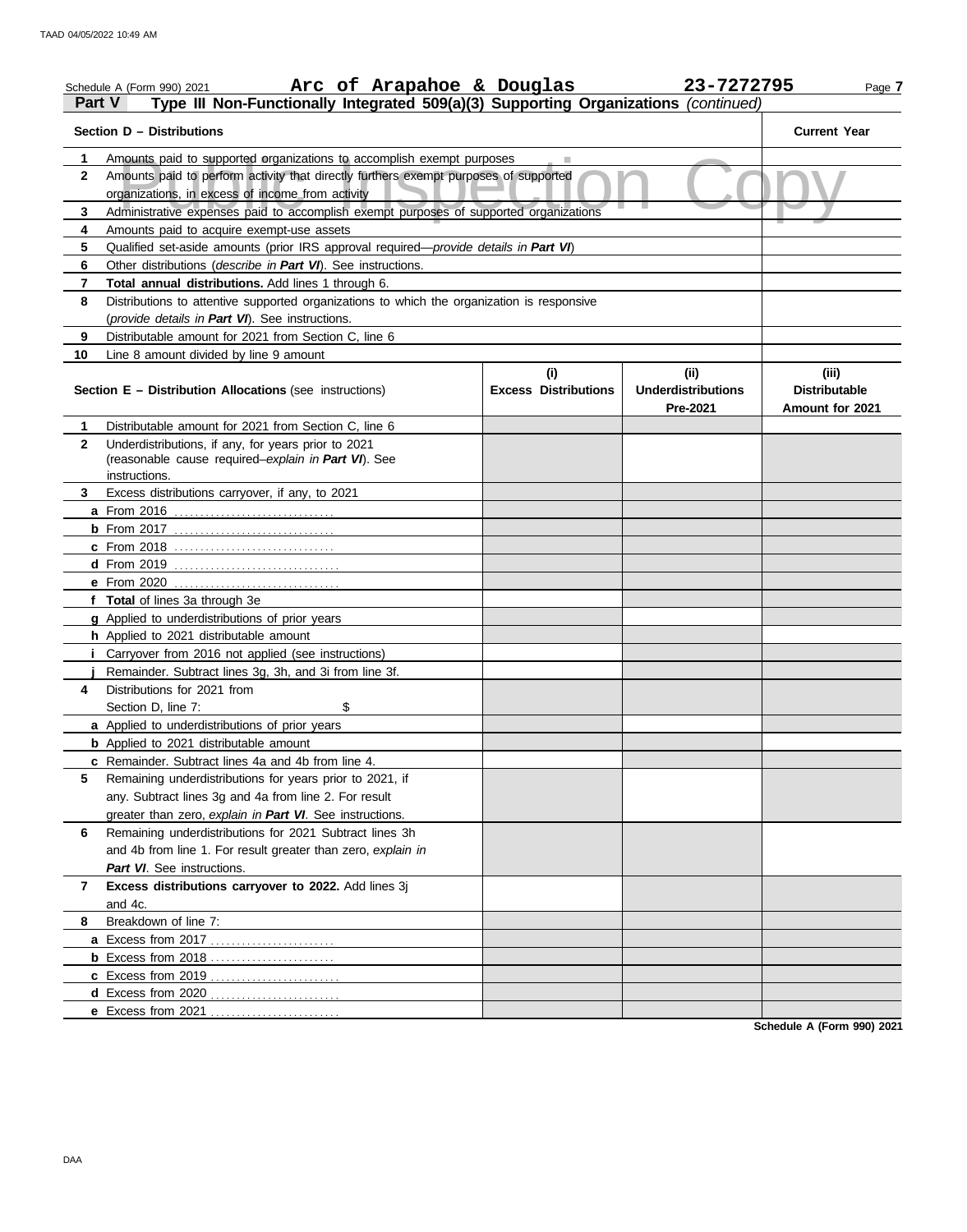Schedule A (Form 990) 2021 **Arc of Arapahoe & Douglas** **23-7272795** Page **7**

## Part V Type III Non-Functionally Integrated 509(a)(3) Supporting Organizations *(continued)*

| Section D – Distributions | | Current Year |
|---|---|---|
| **1** | Amounts paid to supported organizations to accomplish exempt purposes | |
| **2** | Amounts paid to perform activity that directly furthers exempt purposes of supported organizations, in excess of income from activity | |
| **3** | Administrative expenses paid to accomplish exempt purposes of supported organizations | |
| **4** | Amounts paid to acquire exempt-use assets | |
| **5** | Qualified set-aside amounts (prior IRS approval required—*provide details in **Part VI***) | |
| **6** | Other distributions (*describe in **Part VI***). See instructions. | |
| **7** | **Total annual distributions.** Add lines 1 through 6. | |
| **8** | Distributions to attentive supported organizations to which the organization is responsive (*provide details in **Part VI***). See instructions. | |
| **9** | Distributable amount for 2021 from Section C, line 6 | |
| **10** | Line 8 amount divided by line 9 amount | |

| Section E – Distribution Allocations (see instructions) | (i) Excess Distributions | (ii) Underdistributions Pre-2021 | (iii) Distributable Amount for 2021 |
|---|---|---|---|
| **1** Distributable amount for 2021 from Section C, line 6 | | | |
| **2** Underdistributions, if any, for years prior to 2021 (reasonable cause required–*explain in **Part VI***). See instructions. | | | |
| **3** Excess distributions carryover, if any, to 2021 | | | |
| **a** From 2016 | | | |
| **b** From 2017 | | | |
| **c** From 2018 | | | |
| **d** From 2019 | | | |
| **e** From 2020 | | | |
| **f Total** of lines 3a through 3e | | | |
| **g** Applied to underdistributions of prior years | | | |
| **h** Applied to 2021 distributable amount | | | |
| **i** Carryover from 2016 not applied (see instructions) | | | |
| **j** Remainder. Subtract lines 3g, 3h, and 3i from line 3f. | | | |
| **4** Distributions for 2021 from Section D, line 7: $ | | | |
| **a** Applied to underdistributions of prior years | | | |
| **b** Applied to 2021 distributable amount | | | |
| **c** Remainder. Subtract lines 4a and 4b from line 4. | | | |
| **5** Remaining underdistributions for years prior to 2021, if any. Subtract lines 3g and 4a from line 2. For result greater than zero, *explain in **Part VI***. See instructions. | | | |
| **6** Remaining underdistributions for 2021 Subtract lines 3h and 4b from line 1. For result greater than zero, *explain in **Part VI***. See instructions. | | | |
| **7 Excess distributions carryover to 2022.** Add lines 3j and 4c. | | | |
| **8** Breakdown of line 7: | | | |
| **a** Excess from 2017 | | | |
| **b** Excess from 2018 | | | |
| **c** Excess from 2019 | | | |
| **d** Excess from 2020 | | | |
| **e** Excess from 2021 | | | |

**Schedule A (Form 990) 2021**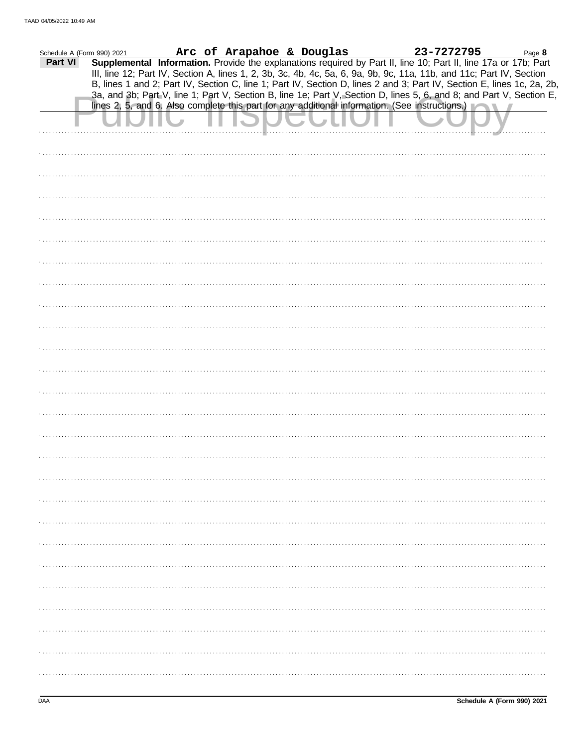Schedule A (Form 990) 2021 **Arc of Arapahoe & Douglas** **23-7272795** Page **8**

**Part VI** **Supplemental Information.** Provide the explanations required by Part II, line 10; Part II, line 17a or 17b; Part III, line 12; Part IV, Section A, lines 1, 2, 3b, 3c, 4b, 4c, 5a, 6, 9a, 9b, 9c, 11a, 11b, and 11c; Part IV, Section B, lines 1 and 2; Part IV, Section C, line 1; Part IV, Section D, lines 2 and 3; Part IV, Section E, lines 1c, 2a, 2b, 3a, and 3b; Part V, line 1; Part V, Section B, line 1e; Part V, Section D, lines 5, 6, and 8; and Part V, Section E, lines 2, 5, and 6. Also complete this part for any additional information. (See instructions.)

Public Inspection Copy

DAA **Schedule A (Form 990) 2021**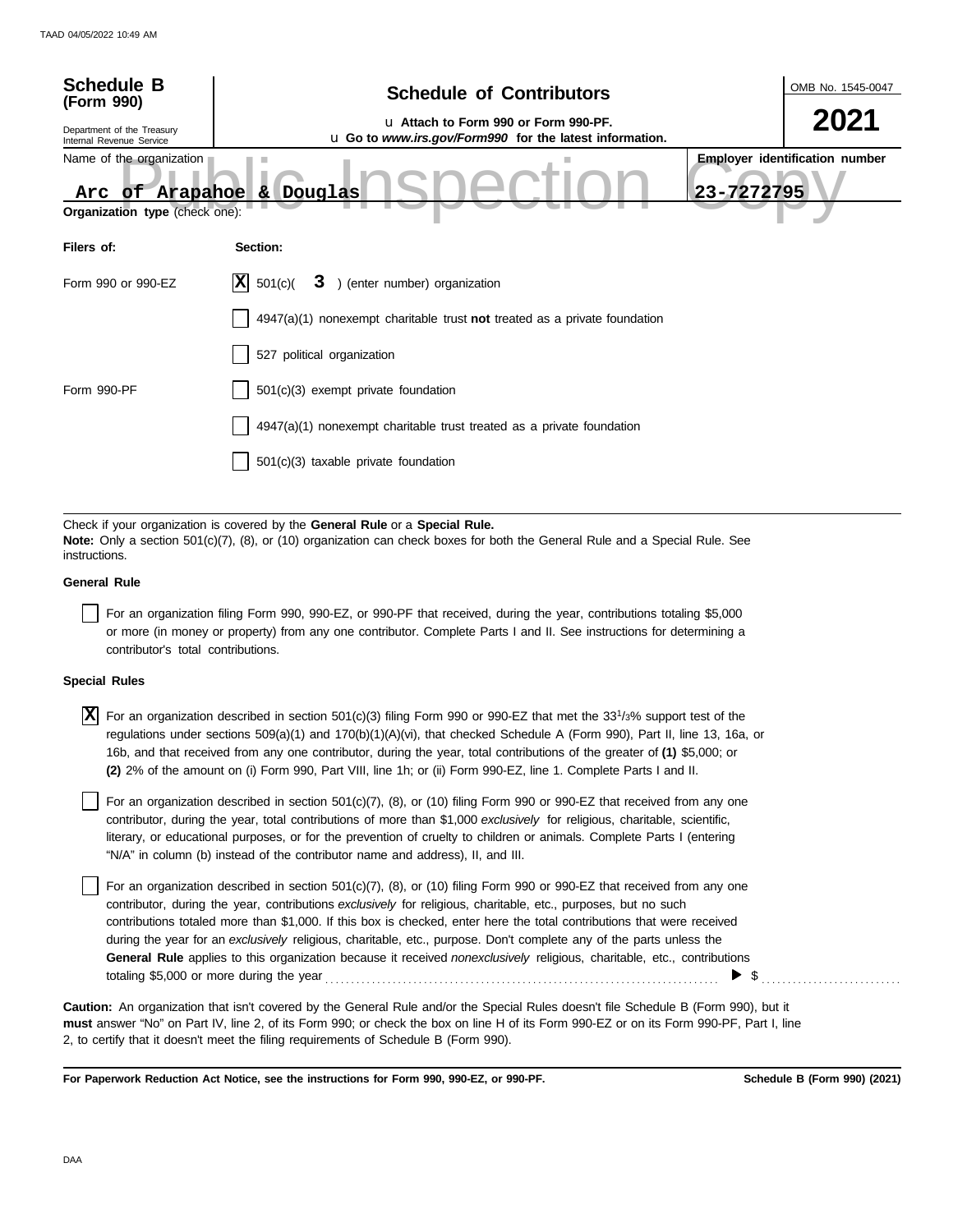**Schedule B (Form 990)**

Department of the Treasury
Internal Revenue Service

# Schedule of Contributors

u Attach to Form 990 or Form 990-PF.
u Go to *www.irs.gov/Form990* for the latest information.

OMB No. 1545-0047

**2021**

Name of the organization: **Arc of Arapahoe & Douglas**

**Employer identification number**: **23-7272795**

Public Inspection Copy

**Organization type** (check one):

| Filers of: | Section: |
|---|---|
| Form 990 or 990-EZ | [X] 501(c)( **3** ) (enter number) organization |
| | [ ] 4947(a)(1) nonexempt charitable trust **not** treated as a private foundation |
| | [ ] 527 political organization |
| Form 990-PF | [ ] 501(c)(3) exempt private foundation |
| | [ ] 4947(a)(1) nonexempt charitable trust treated as a private foundation |
| | [ ] 501(c)(3) taxable private foundation |

Check if your organization is covered by the **General Rule** or a **Special Rule.**
**Note:** Only a section 501(c)(7), (8), or (10) organization can check boxes for both the General Rule and a Special Rule. See instructions.

**General Rule**

[ ] For an organization filing Form 990, 990-EZ, or 990-PF that received, during the year, contributions totaling $5,000 or more (in money or property) from any one contributor. Complete Parts I and II. See instructions for determining a contributor's total contributions.

**Special Rules**

[X] For an organization described in section 501(c)(3) filing Form 990 or 990-EZ that met the $33^{1}/_{3}$% support test of the regulations under sections 509(a)(1) and 170(b)(1)(A)(vi), that checked Schedule A (Form 990), Part II, line 13, 16a, or 16b, and that received from any one contributor, during the year, total contributions of the greater of **(1)** $5,000; or **(2)** 2% of the amount on (i) Form 990, Part VIII, line 1h; or (ii) Form 990-EZ, line 1. Complete Parts I and II.

[ ] For an organization described in section 501(c)(7), (8), or (10) filing Form 990 or 990-EZ that received from any one contributor, during the year, total contributions of more than $1,000 *exclusively* for religious, charitable, scientific, literary, or educational purposes, or for the prevention of cruelty to children or animals. Complete Parts I (entering "N/A" in column (b) instead of the contributor name and address), II, and III.

[ ] For an organization described in section 501(c)(7), (8), or (10) filing Form 990 or 990-EZ that received from any one contributor, during the year, contributions *exclusively* for religious, charitable, etc., purposes, but no such contributions totaled more than $1,000. If this box is checked, enter here the total contributions that were received during the year for an *exclusively* religious, charitable, etc., purpose. Don't complete any of the parts unless the **General Rule** applies to this organization because it received *nonexclusively* religious, charitable, etc., contributions totaling $5,000 or more during the year ............ ▶ $ ..........

**Caution:** An organization that isn't covered by the General Rule and/or the Special Rules doesn't file Schedule B (Form 990), but it **must** answer "No" on Part IV, line 2, of its Form 990; or check the box on line H of its Form 990-EZ or on its Form 990-PF, Part I, line 2, to certify that it doesn't meet the filing requirements of Schedule B (Form 990).

**For Paperwork Reduction Act Notice, see the instructions for Form 990, 990-EZ, or 990-PF.** **Schedule B (Form 990) (2021)**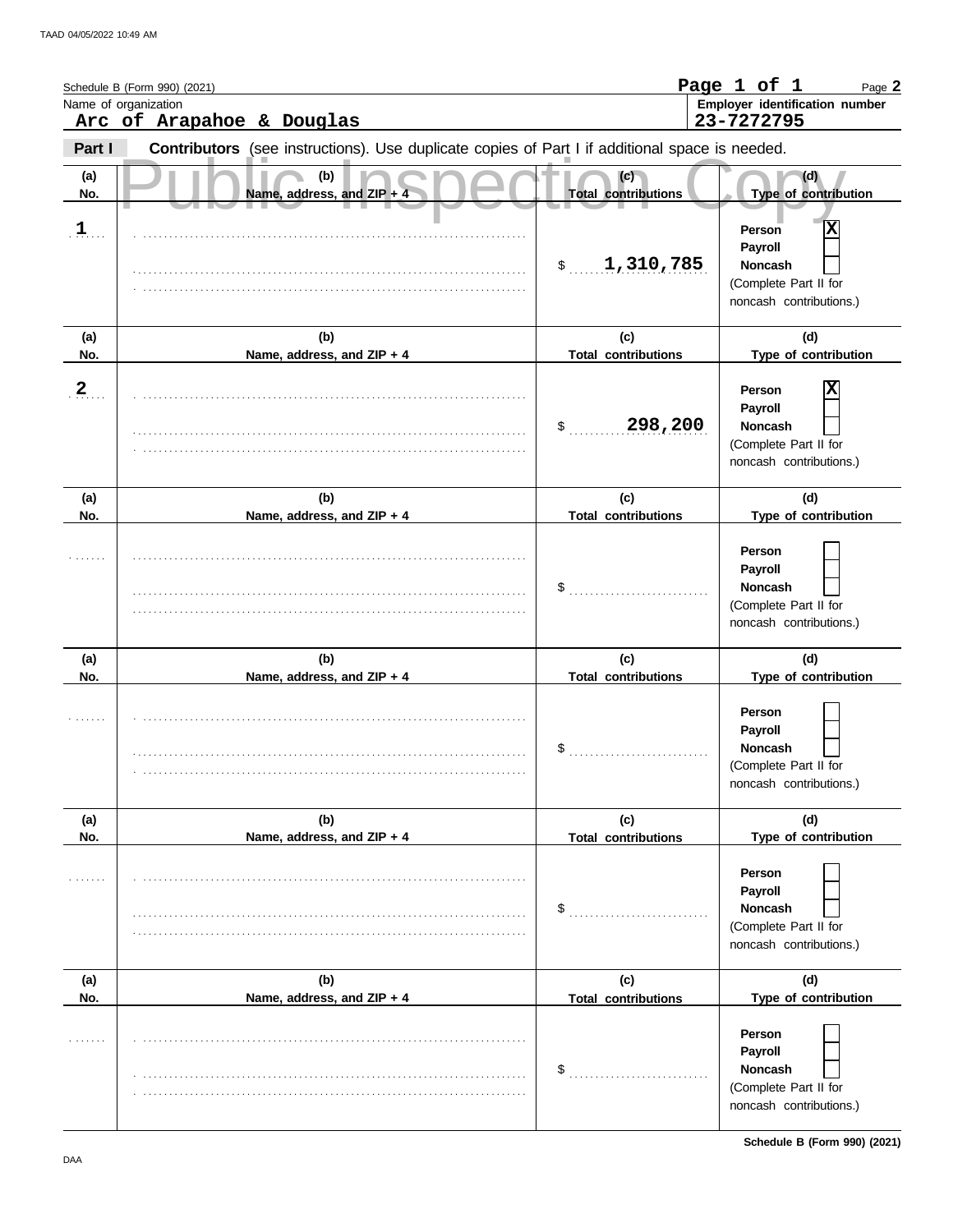Schedule B (Form 990) (2021)

Page 1 of 1

Name of organization
**Arc of Arapahoe & Douglas**

Employer identification number
**23-7272795**

**Part I** **Contributors** (see instructions). Use duplicate copies of Part I if additional space is needed.

Public Inspection Copy

| (a) No. | (b) Name, address, and ZIP + 4 | (c) Total contributions | (d) Type of contribution |
|---|---|---|---|
| 1 | | $ 1,310,785 | Person [X] Payroll [ ] Noncash [ ] (Complete Part II for noncash contributions.) |
| 2 | | $ 298,200 | Person [X] Payroll [ ] Noncash [ ] (Complete Part II for noncash contributions.) |
| | | $ | Person [ ] Payroll [ ] Noncash [ ] (Complete Part II for noncash contributions.) |
| | | $ | Person [ ] Payroll [ ] Noncash [ ] (Complete Part II for noncash contributions.) |
| | | $ | Person [ ] Payroll [ ] Noncash [ ] (Complete Part II for noncash contributions.) |
| | | $ | Person [ ] Payroll [ ] Noncash [ ] (Complete Part II for noncash contributions.) |

Schedule B (Form 990) (2021)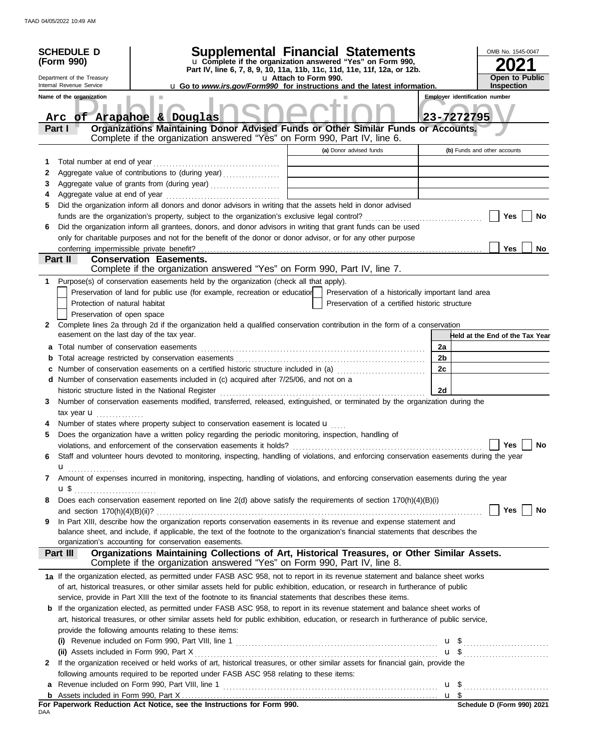**SCHEDULE D (Form 990)**

Department of the Treasury
Internal Revenue Service

# Supplemental Financial Statements

u Complete if the organization answered "Yes" on Form 990, Part IV, line 6, 7, 8, 9, 10, 11a, 11b, 11c, 11d, 11e, 11f, 12a, or 12b.
u Attach to Form 990.
u Go to *www.irs.gov/Form990* for instructions and the latest information.

OMB No. 1545-0047

**2021**

**Open to Public Inspection**

Name of the organization: Arc of Arapahoe & Douglas

Employer identification number: 23-7272795

## Part I — Organizations Maintaining Donor Advised Funds or Other Similar Funds or Accounts.
Complete if the organization answered "Yes" on Form 990, Part IV, line 6.

| | | (a) Donor advised funds | (b) Funds and other accounts |
|---|---|---|---|
| 1 | Total number at end of year | | |
| 2 | Aggregate value of contributions to (during year) | | |
| 3 | Aggregate value of grants from (during year) | | |
| 4 | Aggregate value at end of year | | |

5 Did the organization inform all donors and donor advisors in writing that the assets held in donor advised funds are the organization's property, subject to the organization's exclusive legal control? ☐ Yes ☐ No

6 Did the organization inform all grantees, donors, and donor advisors in writing that grant funds can be used only for charitable purposes and not for the benefit of the donor or donor advisor, or for any other purpose conferring impermissible private benefit? ☐ Yes ☐ No

## Part II — Conservation Easements.
Complete if the organization answered "Yes" on Form 990, Part IV, line 7.

1 Purpose(s) of conservation easements held by the organization (check all that apply).

- ☐ Preservation of land for public use (for example, recreation or education)
- ☐ Protection of natural habitat
- ☐ Preservation of open space
- ☐ Preservation of a historically important land area
- ☐ Preservation of a certified historic structure

2 Complete lines 2a through 2d if the organization held a qualified conservation contribution in the form of a conservation easement on the last day of the tax year.

| | | | Held at the End of the Tax Year |
|---|---|---|---|
| a | Total number of conservation easements | 2a | |
| b | Total acreage restricted by conservation easements | 2b | |
| c | Number of conservation easements on a certified historic structure included in (a) | 2c | |
| d | Number of conservation easements included in (c) acquired after 7/25/06, and not on a historic structure listed in the National Register | 2d | |

3 Number of conservation easements modified, transferred, released, extinguished, or terminated by the organization during the tax year u

4 Number of states where property subject to conservation easement is located u

5 Does the organization have a written policy regarding the periodic monitoring, inspection, handling of violations, and enforcement of the conservation easements it holds? ☐ Yes ☐ No

6 Staff and volunteer hours devoted to monitoring, inspecting, handling of violations, and enforcing conservation easements during the year u

7 Amount of expenses incurred in monitoring, inspecting, handling of violations, and enforcing conservation easements during the year u $

8 Does each conservation easement reported on line 2(d) above satisfy the requirements of section 170(h)(4)(B)(i) and section 170(h)(4)(B)(ii)? ☐ Yes ☐ No

9 In Part XIII, describe how the organization reports conservation easements in its revenue and expense statement and balance sheet, and include, if applicable, the text of the footnote to the organization's financial statements that describes the organization's accounting for conservation easements.

## Part III — Organizations Maintaining Collections of Art, Historical Treasures, or Other Similar Assets.
Complete if the organization answered "Yes" on Form 990, Part IV, line 8.

1a If the organization elected, as permitted under FASB ASC 958, not to report in its revenue statement and balance sheet works of art, historical treasures, or other similar assets held for public exhibition, education, or research in furtherance of public service, provide in Part XIII the text of the footnote to its financial statements that describes these items.

b If the organization elected, as permitted under FASB ASC 958, to report in its revenue statement and balance sheet works of art, historical treasures, or other similar assets held for public exhibition, education, or research in furtherance of public service, provide the following amounts relating to these items:

(i) Revenue included on Form 990, Part VIII, line 1 u $

(ii) Assets included in Form 990, Part X u $

2 If the organization received or held works of art, historical treasures, or other similar assets for financial gain, provide the following amounts required to be reported under FASB ASC 958 relating to these items:

a Revenue included on Form 990, Part VIII, line 1 u $

b Assets included in Form 990, Part X u $

For Paperwork Reduction Act Notice, see the Instructions for Form 990.

Schedule D (Form 990) 2021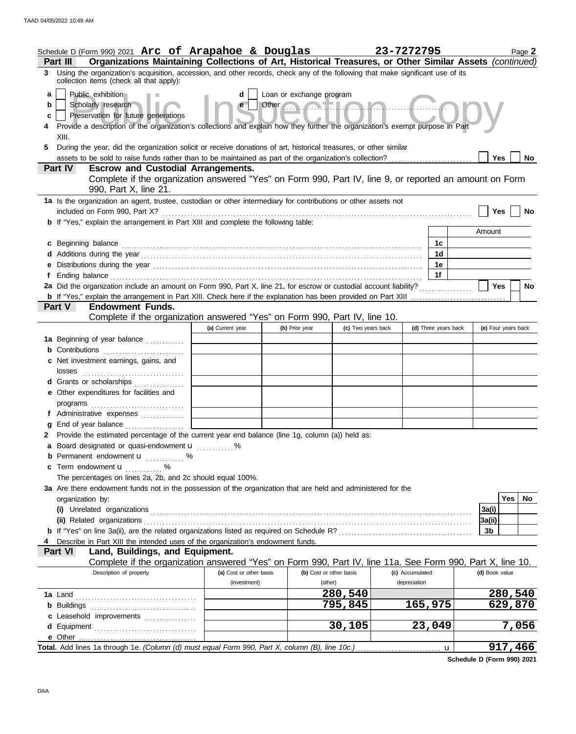Schedule D (Form 990) 2021 **Arc of Arapahoe & Douglas** **23-7272795** Page **2**

**Part III** **Organizations Maintaining Collections of Art, Historical Treasures, or Other Similar Assets** *(continued)*

**3** Using the organization's acquisition, accession, and other records, check any of the following that make significant use of its collection items (check all that apply):

- **a** ☐ Public exhibition
- **b** ☐ Scholarly research
- **c** ☐ Preservation for future generations
- **d** ☐ Loan or exchange program
- **e** ☐ Other

**4** Provide a description of the organization's collections and explain how they further the organization's exempt purpose in Part XIII.

**5** During the year, did the organization solicit or receive donations of art, historical treasures, or other similar assets to be sold to raise funds rather than to be maintained as part of the organization's collection? ☐ Yes ☐ No

**Part IV** **Escrow and Custodial Arrangements.**
Complete if the organization answered "Yes" on Form 990, Part IV, line 9, or reported an amount on Form 990, Part X, line 21.

**1a** Is the organization an agent, trustee, custodian or other intermediary for contributions or other assets not included on Form 990, Part X? ☐ Yes ☐ No

**b** If "Yes," explain the arrangement in Part XIII and complete the following table:

| | | Amount |
|---|---|---|
| **c** Beginning balance | 1c | |
| **d** Additions during the year | 1d | |
| **e** Distributions during the year | 1e | |
| **f** Ending balance | 1f | |

**2a** Did the organization include an amount on Form 990, Part X, line 21, for escrow or custodial account liability? ☐ Yes ☐ No

**b** If "Yes," explain the arrangement in Part XIII. Check here if the explanation has been provided on Part XIII ☐

**Part V** **Endowment Funds.**
Complete if the organization answered "Yes" on Form 990, Part IV, line 10.

| | (a) Current year | (b) Prior year | (c) Two years back | (d) Three years back | (e) Four years back |
|---|---|---|---|---|---|
| **1a** Beginning of year balance | | | | | |
| **b** Contributions | | | | | |
| **c** Net investment earnings, gains, and losses | | | | | |
| **d** Grants or scholarships | | | | | |
| **e** Other expenditures for facilities and programs | | | | | |
| **f** Administrative expenses | | | | | |
| **g** End of year balance | | | | | |

**2** Provide the estimated percentage of the current year end balance (line 1g, column (a)) held as:

- **a** Board designated or quasi-endowment u ...........%
- **b** Permanent endowment u ........... %
- **c** Term endowment u ........... %

The percentages on lines 2a, 2b, and 2c should equal 100%.

**3a** Are there endowment funds not in the possession of the organization that are held and administered for the organization by:

| | | Yes | No |
|---|---|---|---|
| **(i)** Unrelated organizations | 3a(i) | | |
| **(ii)** Related organizations | 3a(ii) | | |
| **b** If "Yes" on line 3a(ii), are the related organizations listed as required on Schedule R? | 3b | | |

**4** Describe in Part XIII the intended uses of the organization's endowment funds.

**Part VI** **Land, Buildings, and Equipment.**
Complete if the organization answered "Yes" on Form 990, Part IV, line 11a. See Form 990, Part X, line 10.

| Description of property | (a) Cost or other basis (investment) | (b) Cost or other basis (other) | (c) Accumulated depreciation | (d) Book value |
|---|---|---|---|---|
| **1a** Land | | 280,540 | | 280,540 |
| **b** Buildings | | 795,845 | 165,975 | 629,870 |
| **c** Leasehold improvements | | | | |
| **d** Equipment | | 30,105 | 23,049 | 7,056 |
| **e** Other | | | | |
| **Total.** Add lines 1a through 1e. *(Column (d) must equal Form 990, Part X, column (B), line 10c.)* u | | | | 917,466 |

**Schedule D (Form 990) 2021**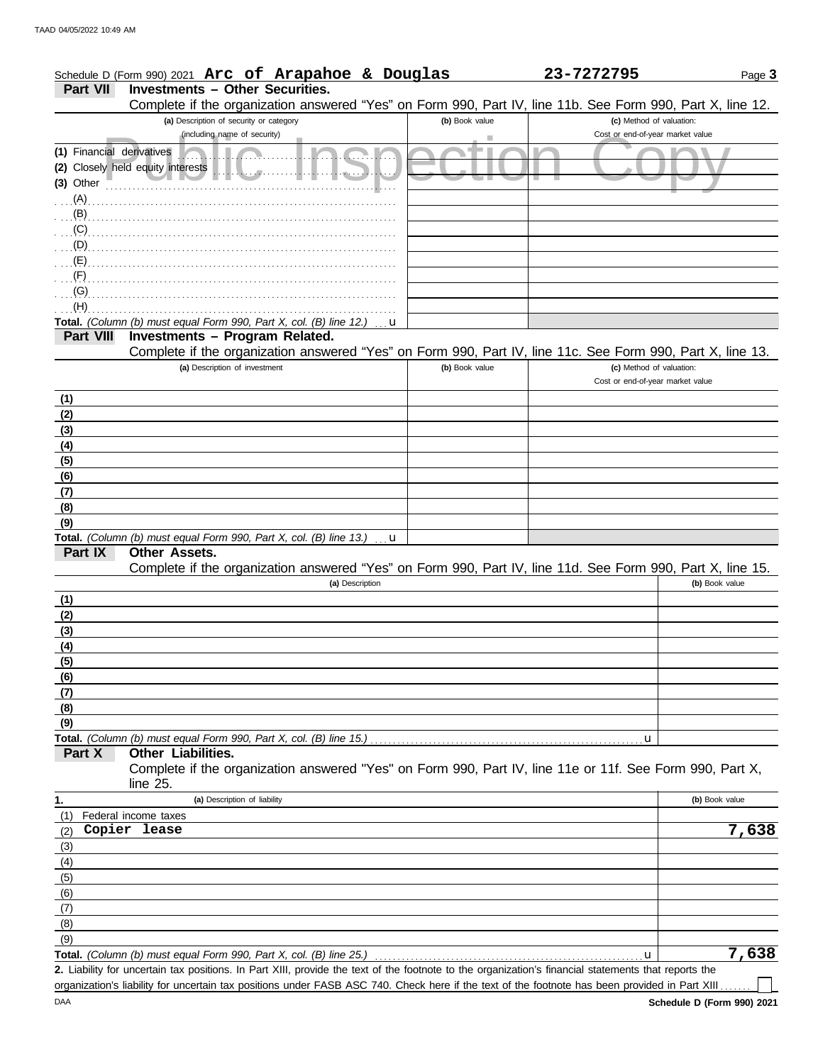Schedule D (Form 990) 2021 **Arc of Arapahoe & Douglas** **23-7272795** Page **3**

## Part VII Investments – Other Securities.

Complete if the organization answered "Yes" on Form 990, Part IV, line 11b. See Form 990, Part X, line 12.

| (a) Description of security or category (including name of security) | (b) Book value | (c) Method of valuation: Cost or end-of-year market value |
|---|---|---|
| (1) Financial derivatives | | |
| (2) Closely held equity interests | | |
| (3) Other | | |
| (A) | | |
| (B) | | |
| (C) | | |
| (D) | | |
| (E) | | |
| (F) | | |
| (G) | | |
| (H) | | |
| **Total.** *(Column (b) must equal Form 990, Part X, col. (B) line 12.)* u | | |

Public Inspection Copy

## Part VIII Investments – Program Related.

Complete if the organization answered "Yes" on Form 990, Part IV, line 11c. See Form 990, Part X, line 13.

| (a) Description of investment | (b) Book value | (c) Method of valuation: Cost or end-of-year market value |
|---|---|---|
| (1) | | |
| (2) | | |
| (3) | | |
| (4) | | |
| (5) | | |
| (6) | | |
| (7) | | |
| (8) | | |
| (9) | | |
| **Total.** *(Column (b) must equal Form 990, Part X, col. (B) line 13.)* u | | |

## Part IX Other Assets.

Complete if the organization answered "Yes" on Form 990, Part IV, line 11d. See Form 990, Part X, line 15.

| (a) Description | (b) Book value |
|---|---|
| (1) | |
| (2) | |
| (3) | |
| (4) | |
| (5) | |
| (6) | |
| (7) | |
| (8) | |
| (9) | |
| **Total.** *(Column (b) must equal Form 990, Part X, col. (B) line 15.)* u | |

## Part X Other Liabilities.

Complete if the organization answered "Yes" on Form 990, Part IV, line 11e or 11f. See Form 990, Part X, line 25.

| 1. (a) Description of liability | (b) Book value |
|---|---|
| (1) Federal income taxes | |
| (2) Copier lease | 7,638 |
| (3) | |
| (4) | |
| (5) | |
| (6) | |
| (7) | |
| (8) | |
| (9) | |
| **Total.** *(Column (b) must equal Form 990, Part X, col. (B) line 25.)* u | 7,638 |

**2.** Liability for uncertain tax positions. In Part XIII, provide the text of the footnote to the organization's financial statements that reports the organization's liability for uncertain tax positions under FASB ASC 740. Check here if the text of the footnote has been provided in Part XIII ☐

DAA **Schedule D (Form 990) 2021**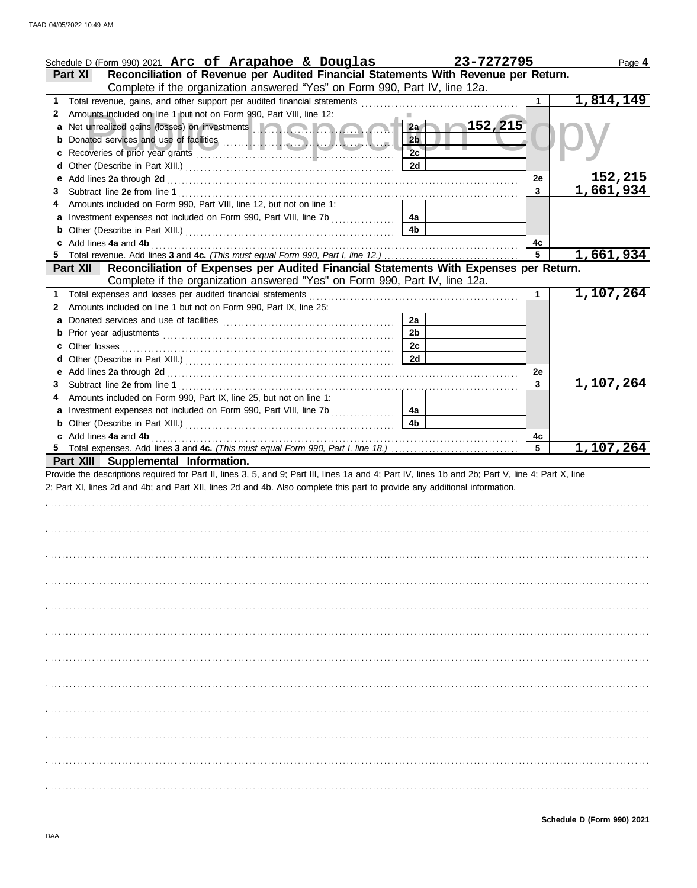Schedule D (Form 990) 2021 **Arc of Arapahoe & Douglas** **23-7272795** Page **4**

## Part XI Reconciliation of Revenue per Audited Financial Statements With Revenue per Return.

Complete if the organization answered "Yes" on Form 990, Part IV, line 12a.

| | | | | | |
|---|---|---|---|---|---|
| 1 | Total revenue, gains, and other support per audited financial statements | | | 1 | 1,814,149 |
| 2 | Amounts included on line 1 but not on Form 990, Part VIII, line 12: | | | | |
| a | Net unrealized gains (losses) on investments | 2a | 152,215 | | |
| b | Donated services and use of facilities | 2b | | | |
| c | Recoveries of prior year grants | 2c | | | |
| d | Other (Describe in Part XIII.) | 2d | | | |
| e | Add lines **2a** through **2d** | | | 2e | 152,215 |
| 3 | Subtract line **2e** from line **1** | | | 3 | 1,661,934 |
| 4 | Amounts included on Form 990, Part VIII, line 12, but not on line 1: | | | | |
| a | Investment expenses not included on Form 990, Part VIII, line 7b | 4a | | | |
| b | Other (Describe in Part XIII.) | 4b | | | |
| c | Add lines **4a** and **4b** | | | 4c | |
| 5 | Total revenue. Add lines **3** and **4c.** *(This must equal Form 990, Part I, line 12.)* | | | 5 | 1,661,934 |

## Part XII Reconciliation of Expenses per Audited Financial Statements With Expenses per Return.

Complete if the organization answered "Yes" on Form 990, Part IV, line 12a.

| | | | | | |
|---|---|---|---|---|---|
| 1 | Total expenses and losses per audited financial statements | | | 1 | 1,107,264 |
| 2 | Amounts included on line 1 but not on Form 990, Part IX, line 25: | | | | |
| a | Donated services and use of facilities | 2a | | | |
| b | Prior year adjustments | 2b | | | |
| c | Other losses | 2c | | | |
| d | Other (Describe in Part XIII.) | 2d | | | |
| e | Add lines **2a** through **2d** | | | 2e | |
| 3 | Subtract line **2e** from line **1** | | | 3 | 1,107,264 |
| 4 | Amounts included on Form 990, Part IX, line 25, but not on line 1: | | | | |
| a | Investment expenses not included on Form 990, Part VIII, line 7b | 4a | | | |
| b | Other (Describe in Part XIII.) | 4b | | | |
| c | Add lines **4a** and **4b** | | | 4c | |
| 5 | Total expenses. Add lines **3** and **4c.** *(This must equal Form 990, Part I, line 18.)* | | | 5 | 1,107,264 |

## Part XIII Supplemental Information.

Provide the descriptions required for Part II, lines 3, 5, and 9; Part III, lines 1a and 4; Part IV, lines 1b and 2b; Part V, line 4; Part X, line 2; Part XI, lines 2d and 4b; and Part XII, lines 2d and 4b. Also complete this part to provide any additional information.

Schedule D (Form 990) 2021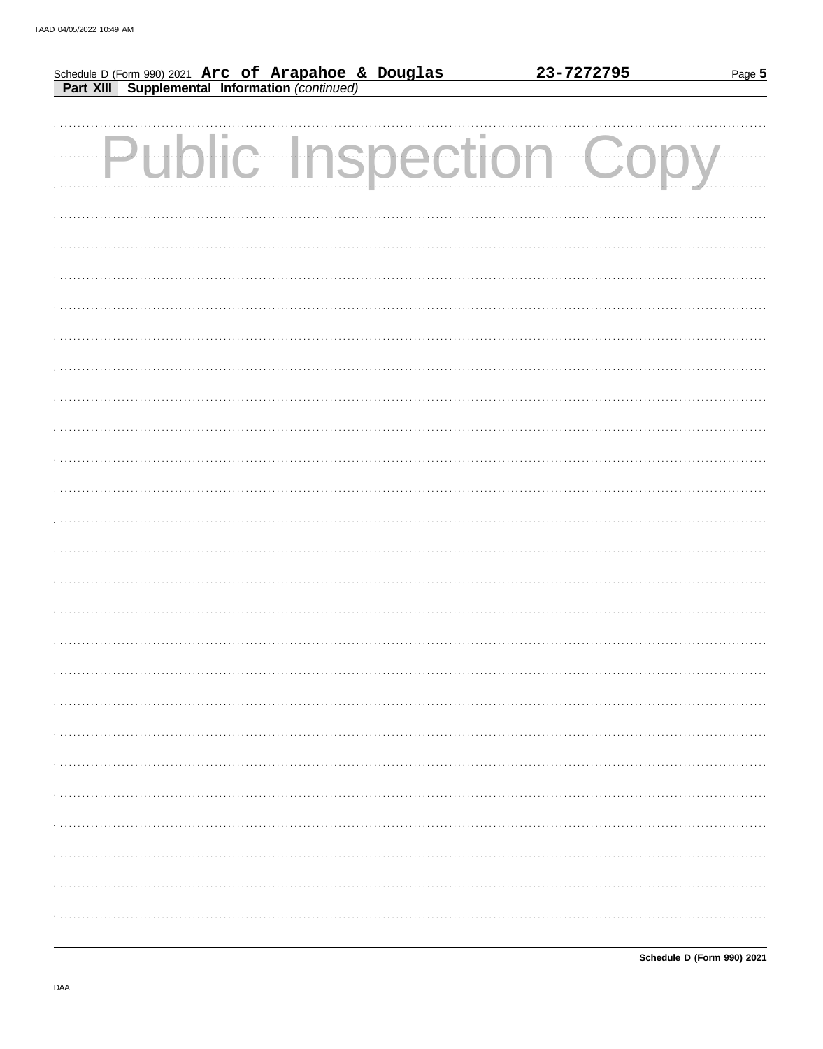Schedule D (Form 990) 2021 **Arc of Arapahoe & Douglas** **23-7272795**

**Part XIII Supplemental Information** *(continued)*

Public Inspection Copy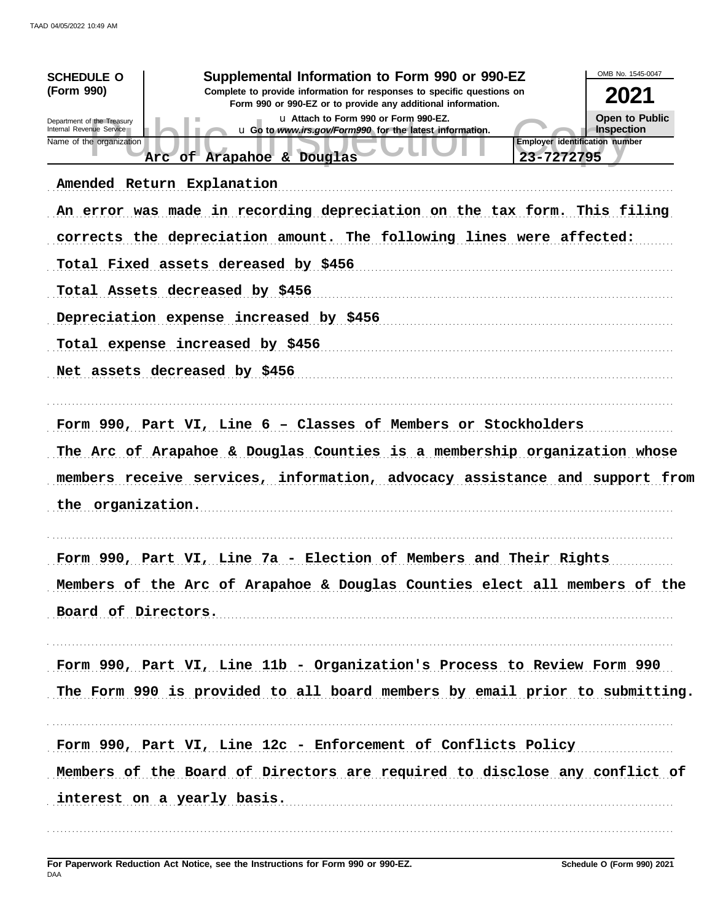**SCHEDULE O (Form 990)**

Department of the Treasury
Internal Revenue Service

# Supplemental Information to Form 990 or 990-EZ

**Complete to provide information for responses to specific questions on Form 990 or 990-EZ or to provide any additional information.**

u Attach to Form 990 or Form 990-EZ.

u Go to *www.irs.gov/Form990* for the latest information.

OMB No. 1545-0047

**2021**

**Open to Public Inspection**

| Name of the organization | Employer identification number |
|---|---|
| Arc of Arapahoe & Douglas | 23-7272795 |

Amended Return Explanation

An error was made in recording depreciation on the tax form. This filing corrects the depreciation amount. The following lines were affected:

Total Fixed assets dereased by $456

Total Assets decreased by $456

Depreciation expense increased by $456

Total expense increased by $456

Net assets decreased by $456

Form 990, Part VI, Line 6 – Classes of Members or Stockholders

The Arc of Arapahoe & Douglas Counties is a membership organization whose members receive services, information, advocacy assistance and support from the organization.

Form 990, Part VI, Line 7a - Election of Members and Their Rights

Members of the Arc of Arapahoe & Douglas Counties elect all members of the Board of Directors.

Form 990, Part VI, Line 11b - Organization's Process to Review Form 990

The Form 990 is provided to all board members by email prior to submitting.

Form 990, Part VI, Line 12c - Enforcement of Conflicts Policy

Members of the Board of Directors are required to disclose any conflict of interest on a yearly basis.

**For Paperwork Reduction Act Notice, see the Instructions for Form 990 or 990-EZ.**

DAA

**Schedule O (Form 990) 2021**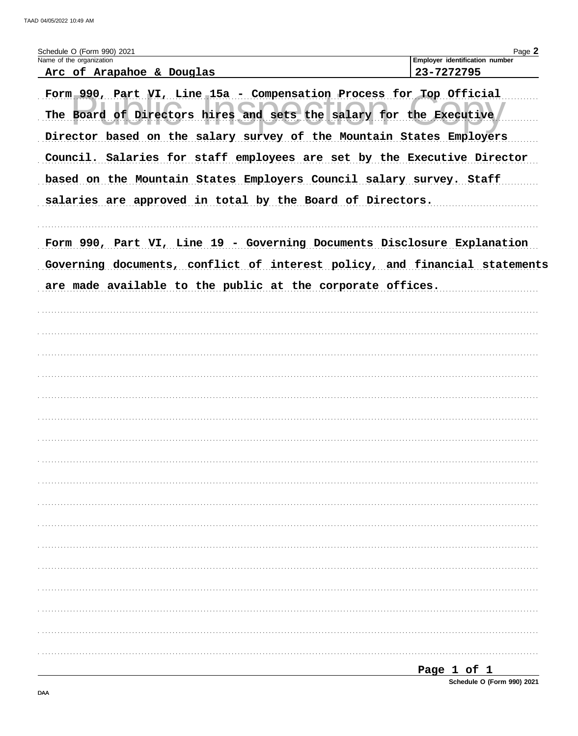Schedule O (Form 990) 2021

Name of the organization: Arc of Arapahoe & Douglas

Employer identification number: 23-7272795

Form 990, Part VI, Line 15a - Compensation Process for Top Official

The Board of Directors hires and sets the salary for the Executive Director based on the salary survey of the Mountain States Employers Council. Salaries for staff employees are set by the Executive Director based on the Mountain States Employers Council salary survey. Staff salaries are approved in total by the Board of Directors.

Form 990, Part VI, Line 19 - Governing Documents Disclosure Explanation

Governing documents, conflict of interest policy, and financial statements are made available to the public at the corporate offices.